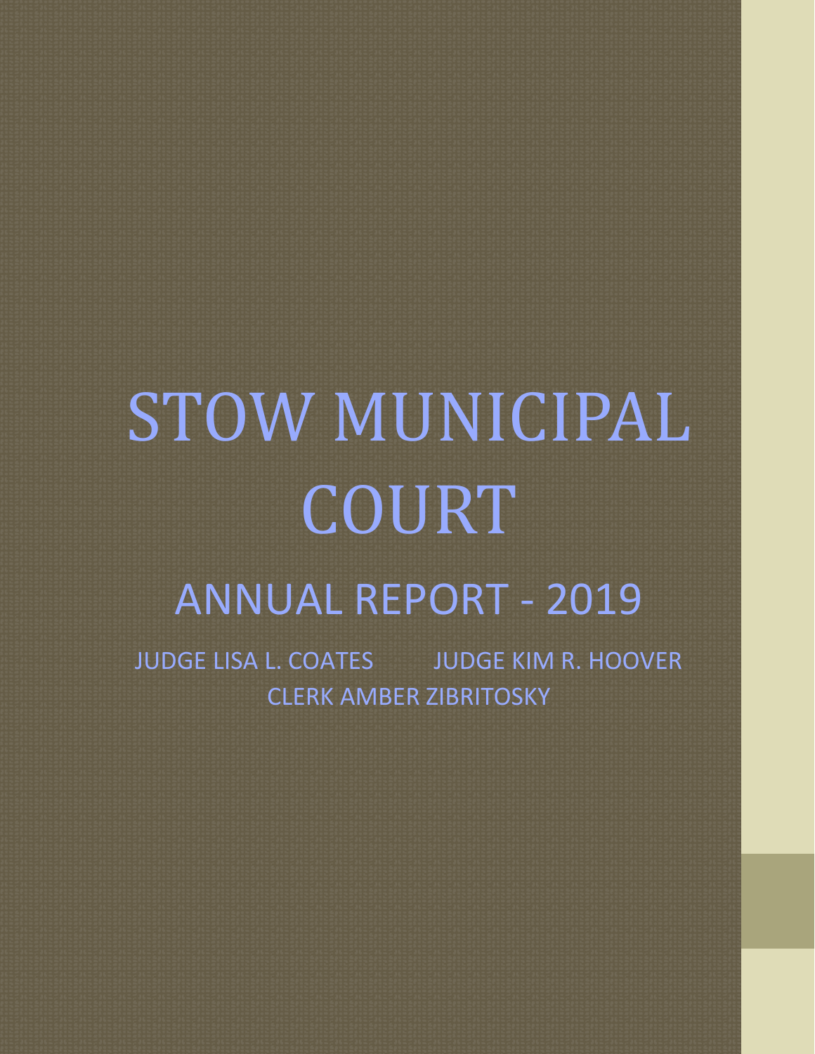# STOW MUNICIPAL COURT

## ANNUAL REPORT - 2019

JUDGE LISA L. COATES JUDGE KIM R. HOOVER

CLERK AMBER ZIBRITOSKY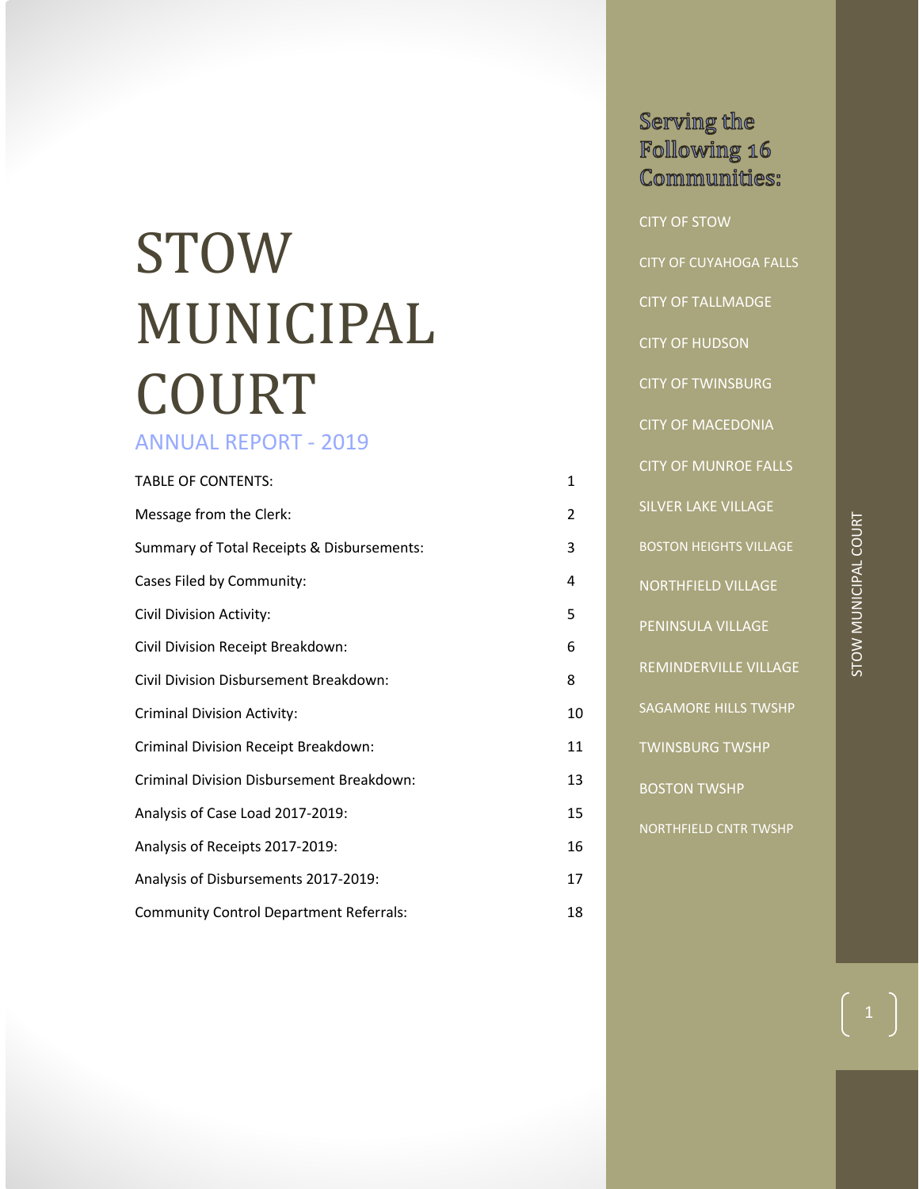# STOW MUNICIPAL COURT

## ANNUAL REPORT - 2019

| | |
|---|---|
| TABLE OF CONTENTS: | 1 |
| Message from the Clerk: | 2 |
| Summary of Total Receipts & Disbursements: | 3 |
| Cases Filed by Community: | 4 |
| Civil Division Activity: | 5 |
| Civil Division Receipt Breakdown: | 6 |
| Civil Division Disbursement Breakdown: | 8 |
| Criminal Division Activity: | 10 |
| Criminal Division Receipt Breakdown: | 11 |
| Criminal Division Disbursement Breakdown: | 13 |
| Analysis of Case Load 2017-2019: | 15 |
| Analysis of Receipts 2017-2019: | 16 |
| Analysis of Disbursements 2017-2019: | 17 |
| Community Control Department Referrals: | 18 |

### Serving the Following 16 Communities:

CITY OF STOW

CITY OF CUYAHOGA FALLS

CITY OF TALLMADGE

CITY OF HUDSON

CITY OF TWINSBURG

CITY OF MACEDONIA

CITY OF MUNROE FALLS

SILVER LAKE VILLAGE

BOSTON HEIGHTS VILLAGE

NORTHFIELD VILLAGE

PENINSULA VILLAGE

REMINDERVILLE VILLAGE

SAGAMORE HILLS TWSHP

TWINSBURG TWSHP

BOSTON TWSHP

NORTHFIELD CNTR TWSHP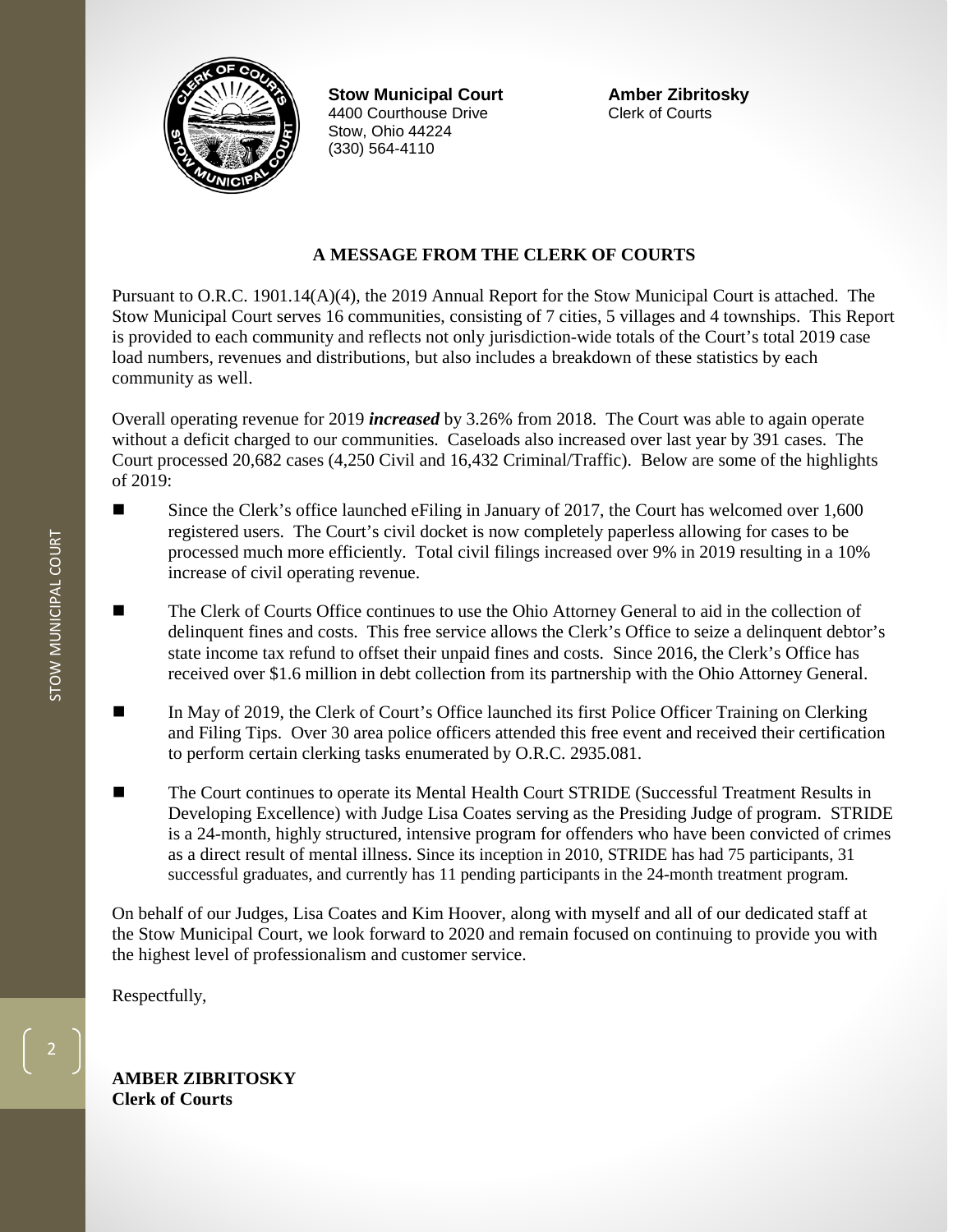**Stow Municipal Court**
4400 Courthouse Drive
Stow, Ohio 44224
(330) 564-4110

**Amber Zibritosky**
Clerk of Courts

## A MESSAGE FROM THE CLERK OF COURTS

Pursuant to O.R.C. 1901.14(A)(4), the 2019 Annual Report for the Stow Municipal Court is attached. The Stow Municipal Court serves 16 communities, consisting of 7 cities, 5 villages and 4 townships. This Report is provided to each community and reflects not only jurisdiction-wide totals of the Court's total 2019 case load numbers, revenues and distributions, but also includes a breakdown of these statistics by each community as well.

Overall operating revenue for 2019 ***increased*** by 3.26% from 2018. The Court was able to again operate without a deficit charged to our communities. Caseloads also increased over last year by 391 cases. The Court processed 20,682 cases (4,250 Civil and 16,432 Criminal/Traffic). Below are some of the highlights of 2019:

- Since the Clerk's office launched eFiling in January of 2017, the Court has welcomed over 1,600 registered users. The Court's civil docket is now completely paperless allowing for cases to be processed much more efficiently. Total civil filings increased over 9% in 2019 resulting in a 10% increase of civil operating revenue.
- The Clerk of Courts Office continues to use the Ohio Attorney General to aid in the collection of delinquent fines and costs. This free service allows the Clerk's Office to seize a delinquent debtor's state income tax refund to offset their unpaid fines and costs. Since 2016, the Clerk's Office has received over $1.6 million in debt collection from its partnership with the Ohio Attorney General.
- In May of 2019, the Clerk of Court's Office launched its first Police Officer Training on Clerking and Filing Tips. Over 30 area police officers attended this free event and received their certification to perform certain clerking tasks enumerated by O.R.C. 2935.081.
- The Court continues to operate its Mental Health Court STRIDE (Successful Treatment Results in Developing Excellence) with Judge Lisa Coates serving as the Presiding Judge of program. STRIDE is a 24-month, highly structured, intensive program for offenders who have been convicted of crimes as a direct result of mental illness. Since its inception in 2010, STRIDE has had 75 participants, 31 successful graduates, and currently has 11 pending participants in the 24-month treatment program.

On behalf of our Judges, Lisa Coates and Kim Hoover, along with myself and all of our dedicated staff at the Stow Municipal Court, we look forward to 2020 and remain focused on continuing to provide you with the highest level of professionalism and customer service.

Respectfully,

**AMBER ZIBRITOSKY**
**Clerk of Courts**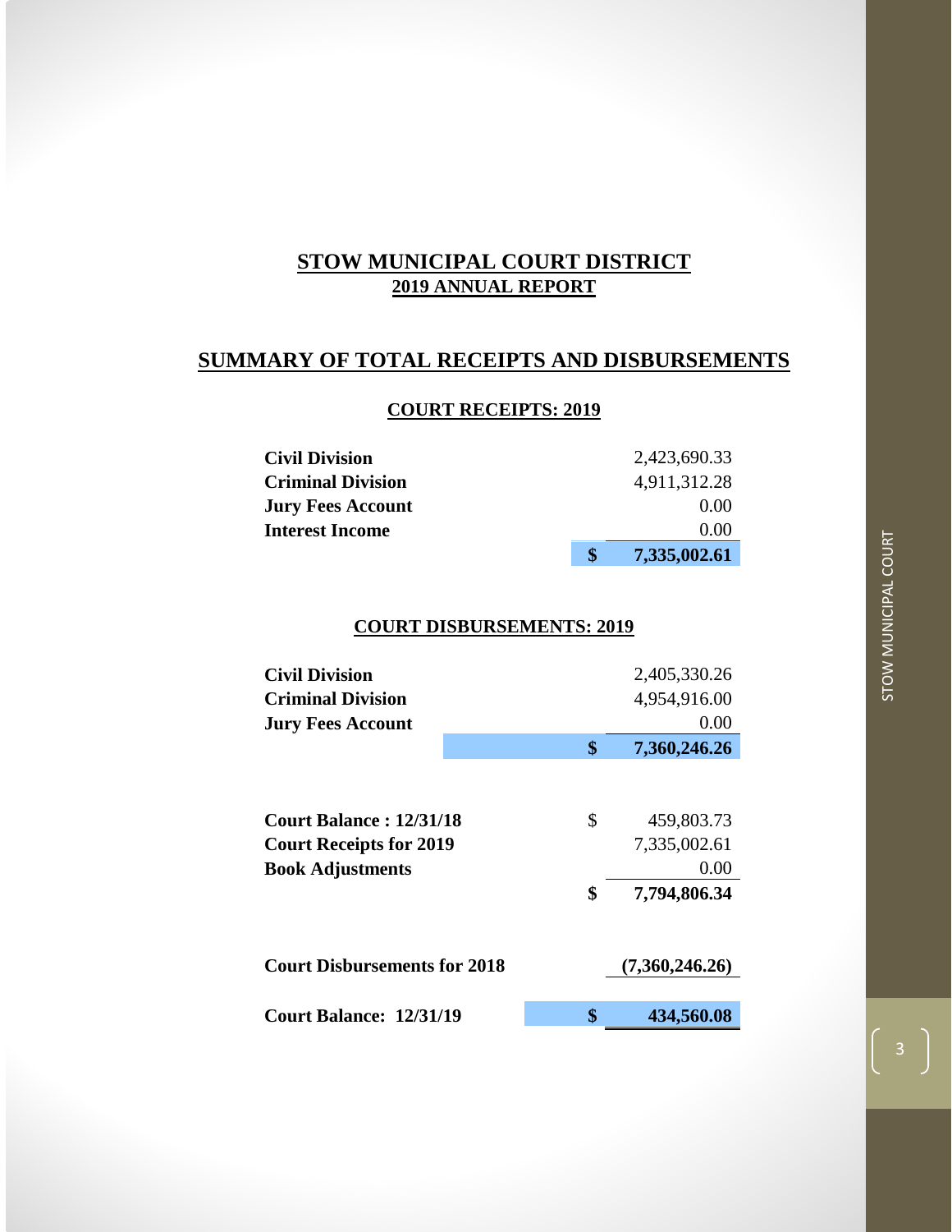# STOW MUNICIPAL COURT DISTRICT
## 2019 ANNUAL REPORT

## SUMMARY OF TOTAL RECEIPTS AND DISBURSEMENTS

### COURT RECEIPTS: 2019

| | | |
|---|---|---|
| **Civil Division** | | 2,423,690.33 |
| **Criminal Division** | | 4,911,312.28 |
| **Jury Fees Account** | | 0.00 |
| **Interest Income** | | 0.00 |
| | **$** | **7,335,002.61** |

### COURT DISBURSEMENTS: 2019

| | | |
|---|---|---|
| **Civil Division** | | 2,405,330.26 |
| **Criminal Division** | | 4,954,916.00 |
| **Jury Fees Account** | | 0.00 |
| | **$** | **7,360,246.26** |

| | | |
|---|---|---|
| **Court Balance : 12/31/18** | $ | 459,803.73 |
| **Court Receipts for 2019** | | 7,335,002.61 |
| **Book Adjustments** | | 0.00 |
| | **$** | **7,794,806.34** |
| **Court Disbursements for 2018** | | **(7,360,246.26)** |
| **Court Balance: 12/31/19** | **$** | **434,560.08** |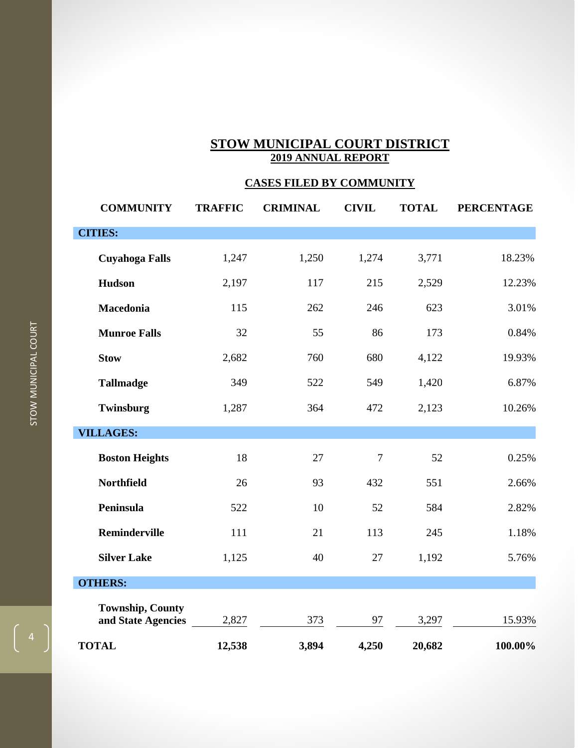# STOW MUNICIPAL COURT DISTRICT

## 2019 ANNUAL REPORT

### CASES FILED BY COMMUNITY

| COMMUNITY | TRAFFIC | CRIMINAL | CIVIL | TOTAL | PERCENTAGE |
|---|---|---|---|---|---|
| **CITIES:** | | | | | |
| **Cuyahoga Falls** | 1,247 | 1,250 | 1,274 | 3,771 | 18.23% |
| **Hudson** | 2,197 | 117 | 215 | 2,529 | 12.23% |
| **Macedonia** | 115 | 262 | 246 | 623 | 3.01% |
| **Munroe Falls** | 32 | 55 | 86 | 173 | 0.84% |
| **Stow** | 2,682 | 760 | 680 | 4,122 | 19.93% |
| **Tallmadge** | 349 | 522 | 549 | 1,420 | 6.87% |
| **Twinsburg** | 1,287 | 364 | 472 | 2,123 | 10.26% |
| **VILLAGES:** | | | | | |
| **Boston Heights** | 18 | 27 | 7 | 52 | 0.25% |
| **Northfield** | 26 | 93 | 432 | 551 | 2.66% |
| **Peninsula** | 522 | 10 | 52 | 584 | 2.82% |
| **Reminderville** | 111 | 21 | 113 | 245 | 1.18% |
| **Silver Lake** | 1,125 | 40 | 27 | 1,192 | 5.76% |
| **OTHERS:** | | | | | |
| **Township, County and State Agencies** | 2,827 | 373 | 97 | 3,297 | 15.93% |
| **TOTAL** | **12,538** | **3,894** | **4,250** | **20,682** | **100.00%** |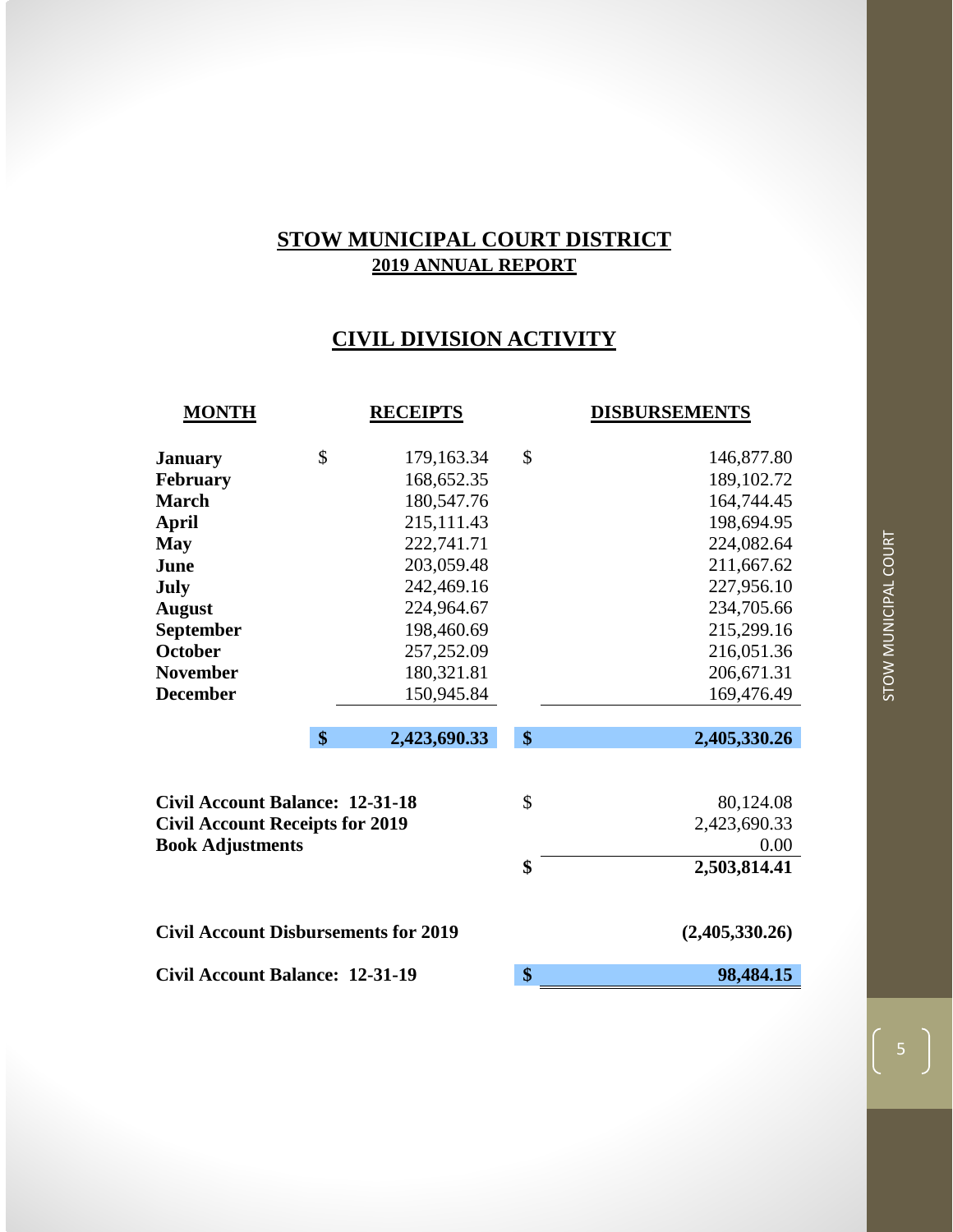# STOW MUNICIPAL COURT DISTRICT

## 2019 ANNUAL REPORT

## CIVIL DIVISION ACTIVITY

| MONTH | RECEIPTS | DISBURSEMENTS |
|---|---|---|
| January | $ 179,163.34 | $ 146,877.80 |
| February | 168,652.35 | 189,102.72 |
| March | 180,547.76 | 164,744.45 |
| April | 215,111.43 | 198,694.95 |
| May | 222,741.71 | 224,082.64 |
| June | 203,059.48 | 211,667.62 |
| July | 242,469.16 | 227,956.10 |
| August | 224,964.67 | 234,705.66 |
| September | 198,460.69 | 215,299.16 |
| October | 257,252.09 | 216,051.36 |
| November | 180,321.81 | 206,671.31 |
| December | 150,945.84 | 169,476.49 |
| | **$ 2,423,690.33** | **$ 2,405,330.26** |

| | |
|---|---|
| **Civil Account Balance: 12-31-18** | $ 80,124.08 |
| **Civil Account Receipts for 2019** | 2,423,690.33 |
| **Book Adjustments** | 0.00 |
| | **$ 2,503,814.41** |
| **Civil Account Disbursements for 2019** | **(2,405,330.26)** |
| **Civil Account Balance: 12-31-19** | **$ 98,484.15** |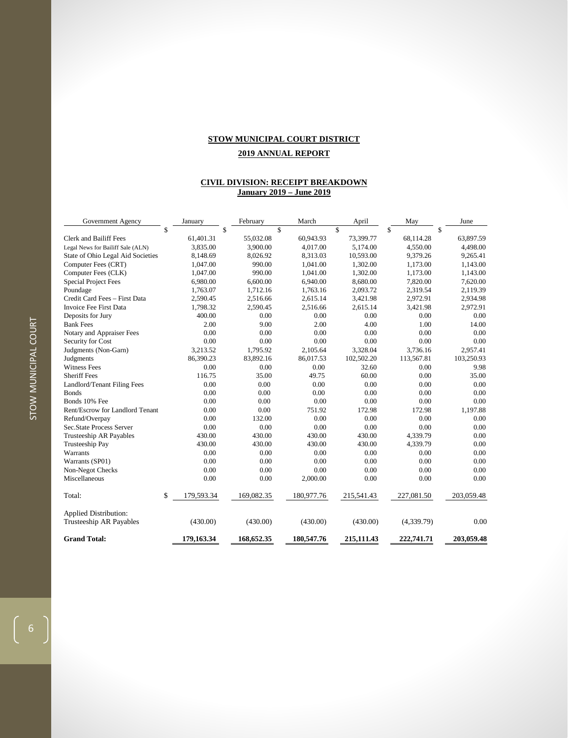**STOW MUNICIPAL COURT DISTRICT**

**2019 ANNUAL REPORT**

**CIVIL DIVISION: RECEIPT BREAKDOWN**
**January 2019 – June 2019**

| Government Agency | January | February | March | April | May | June |
|---|---|---|---|---|---|---|
| | $ | $ | $ | $ | $ | $ |
| Clerk and Bailiff Fees | 61,401.31 | 55,032.08 | 60,943.93 | 73,399.77 | 68,114.28 | 63,897.59 |
| Legal News for Bailiff Sale (ALN) | 3,835.00 | 3,900.00 | 4,017.00 | 5,174.00 | 4,550.00 | 4,498.00 |
| State of Ohio Legal Aid Societies | 8,148.69 | 8,026.92 | 8,313.03 | 10,593.00 | 9,379.26 | 9,265.41 |
| Computer Fees (CRT) | 1,047.00 | 990.00 | 1,041.00 | 1,302.00 | 1,173.00 | 1,143.00 |
| Computer Fees (CLK) | 1,047.00 | 990.00 | 1,041.00 | 1,302.00 | 1,173.00 | 1,143.00 |
| Special Project Fees | 6,980.00 | 6,600.00 | 6,940.00 | 8,680.00 | 7,820.00 | 7,620.00 |
| Poundage | 1,763.07 | 1,712.16 | 1,763.16 | 2,093.72 | 2,319.54 | 2,119.39 |
| Credit Card Fees – First Data | 2,590.45 | 2,516.66 | 2,615.14 | 3,421.98 | 2,972.91 | 2,934.98 |
| Invoice Fee First Data | 1,798.32 | 2,590.45 | 2,516.66 | 2,615.14 | 3,421.98 | 2,972.91 |
| Deposits for Jury | 400.00 | 0.00 | 0.00 | 0.00 | 0.00 | 0.00 |
| Bank Fees | 2.00 | 9.00 | 2.00 | 4.00 | 1.00 | 14.00 |
| Notary and Appraiser Fees | 0.00 | 0.00 | 0.00 | 0.00 | 0.00 | 0.00 |
| Security for Cost | 0.00 | 0.00 | 0.00 | 0.00 | 0.00 | 0.00 |
| Judgments (Non-Garn) | 3,213.52 | 1,795.92 | 2,105.64 | 3,328.04 | 3,736.16 | 2,957.41 |
| Judgments | 86,390.23 | 83,892.16 | 86,017.53 | 102,502.20 | 113,567.81 | 103,250.93 |
| Witness Fees | 0.00 | 0.00 | 0.00 | 32.60 | 0.00 | 9.98 |
| Sheriff Fees | 116.75 | 35.00 | 49.75 | 60.00 | 0.00 | 35.00 |
| Landlord/Tenant Filing Fees | 0.00 | 0.00 | 0.00 | 0.00 | 0.00 | 0.00 |
| Bonds | 0.00 | 0.00 | 0.00 | 0.00 | 0.00 | 0.00 |
| Bonds 10% Fee | 0.00 | 0.00 | 0.00 | 0.00 | 0.00 | 0.00 |
| Rent/Escrow for Landlord Tenant | 0.00 | 0.00 | 751.92 | 172.98 | 172.98 | 1,197.88 |
| Refund/Overpay | 0.00 | 132.00 | 0.00 | 0.00 | 0.00 | 0.00 |
| Sec.State Process Server | 0.00 | 0.00 | 0.00 | 0.00 | 0.00 | 0.00 |
| Trusteeship AR Payables | 430.00 | 430.00 | 430.00 | 430.00 | 4,339.79 | 0.00 |
| Trusteeship Pay | 430.00 | 430.00 | 430.00 | 430.00 | 4,339.79 | 0.00 |
| Warrants | 0.00 | 0.00 | 0.00 | 0.00 | 0.00 | 0.00 |
| Warrants (SP01) | 0.00 | 0.00 | 0.00 | 0.00 | 0.00 | 0.00 |
| Non-Negot Checks | 0.00 | 0.00 | 0.00 | 0.00 | 0.00 | 0.00 |
| Miscellaneous | 0.00 | 0.00 | 2,000.00 | 0.00 | 0.00 | 0.00 |
| Total: | $ 179,593.34 | 169,082.35 | 180,977.76 | 215,541.43 | 227,081.50 | 203,059.48 |
| Applied Distribution: | | | | | | |
| Trusteeship AR Payables | (430.00) | (430.00) | (430.00) | (430.00) | (4,339.79) | 0.00 |
| **Grand Total:** | **179,163.34** | **168,652.35** | **180,547.76** | **215,111.43** | **222,741.71** | **203,059.48** |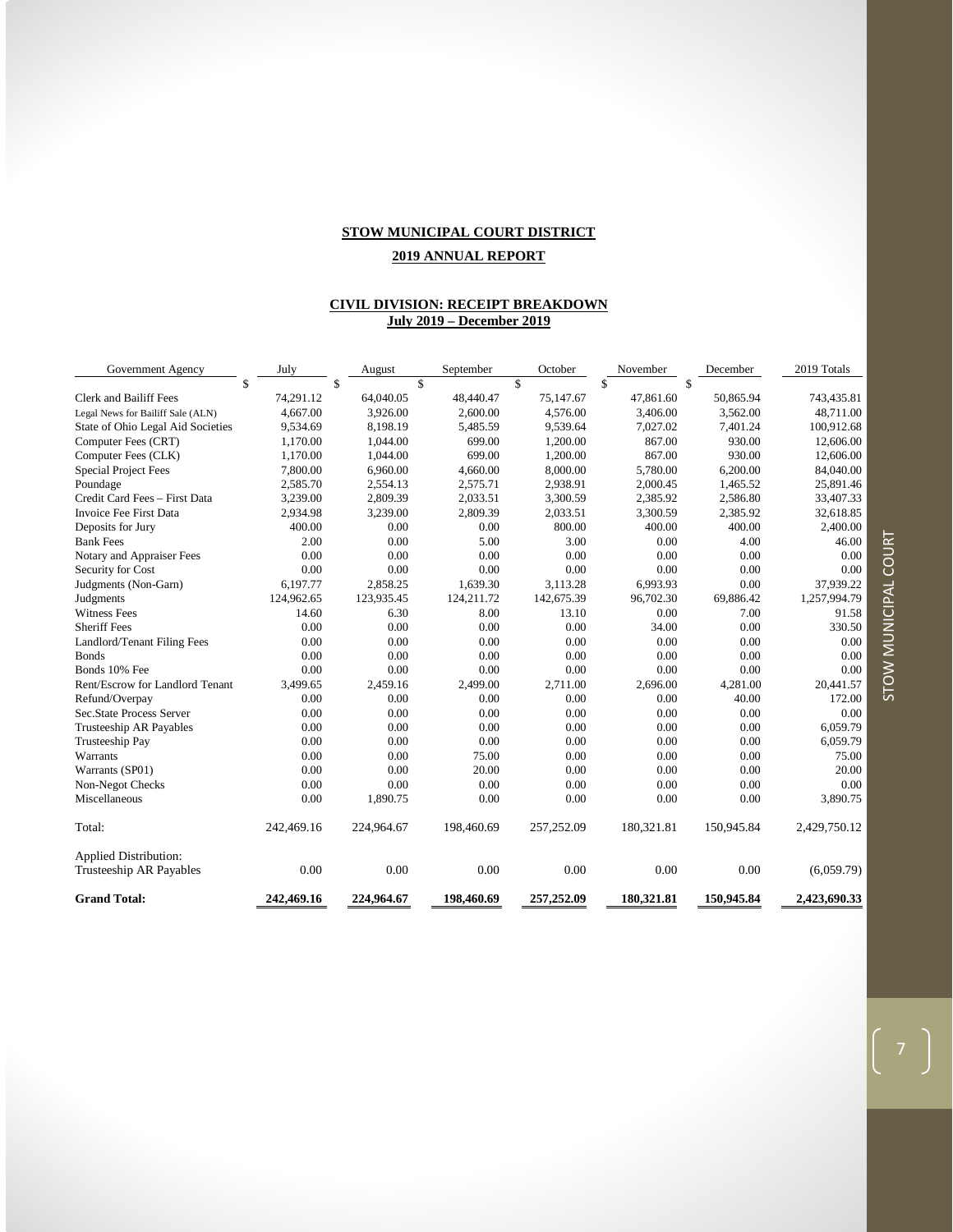**STOW MUNICIPAL COURT DISTRICT**

**2019 ANNUAL REPORT**

**CIVIL DIVISION: RECEIPT BREAKDOWN**
**July 2019 – December 2019**

| Government Agency | July | August | September | October | November | December | 2019 Totals |
|---|---|---|---|---|---|---|---|
| | $ | $ | $ | $ | $ | $ | |
| Clerk and Bailiff Fees | 74,291.12 | 64,040.05 | 48,440.47 | 75,147.67 | 47,861.60 | 50,865.94 | 743,435.81 |
| Legal News for Bailiff Sale (ALN) | 4,667.00 | 3,926.00 | 2,600.00 | 4,576.00 | 3,406.00 | 3,562.00 | 48,711.00 |
| State of Ohio Legal Aid Societies | 9,534.69 | 8,198.19 | 5,485.59 | 9,539.64 | 7,027.02 | 7,401.24 | 100,912.68 |
| Computer Fees (CRT) | 1,170.00 | 1,044.00 | 699.00 | 1,200.00 | 867.00 | 930.00 | 12,606.00 |
| Computer Fees (CLK) | 1,170.00 | 1,044.00 | 699.00 | 1,200.00 | 867.00 | 930.00 | 12,606.00 |
| Special Project Fees | 7,800.00 | 6,960.00 | 4,660.00 | 8,000.00 | 5,780.00 | 6,200.00 | 84,040.00 |
| Poundage | 2,585.70 | 2,554.13 | 2,575.71 | 2,938.91 | 2,000.45 | 1,465.52 | 25,891.46 |
| Credit Card Fees – First Data | 3,239.00 | 2,809.39 | 2,033.51 | 3,300.59 | 2,385.92 | 2,586.80 | 33,407.33 |
| Invoice Fee First Data | 2,934.98 | 3,239.00 | 2,809.39 | 2,033.51 | 3,300.59 | 2,385.92 | 32,618.85 |
| Deposits for Jury | 400.00 | 0.00 | 0.00 | 800.00 | 400.00 | 400.00 | 2,400.00 |
| Bank Fees | 2.00 | 0.00 | 5.00 | 3.00 | 0.00 | 4.00 | 46.00 |
| Notary and Appraiser Fees | 0.00 | 0.00 | 0.00 | 0.00 | 0.00 | 0.00 | 0.00 |
| Security for Cost | 0.00 | 0.00 | 0.00 | 0.00 | 0.00 | 0.00 | 0.00 |
| Judgments (Non-Garn) | 6,197.77 | 2,858.25 | 1,639.30 | 3,113.28 | 6,993.93 | 0.00 | 37,939.22 |
| Judgments | 124,962.65 | 123,935.45 | 124,211.72 | 142,675.39 | 96,702.30 | 69,886.42 | 1,257,994.79 |
| Witness Fees | 14.60 | 6.30 | 8.00 | 13.10 | 0.00 | 7.00 | 91.58 |
| Sheriff Fees | 0.00 | 0.00 | 0.00 | 0.00 | 34.00 | 0.00 | 330.50 |
| Landlord/Tenant Filing Fees | 0.00 | 0.00 | 0.00 | 0.00 | 0.00 | 0.00 | 0.00 |
| Bonds | 0.00 | 0.00 | 0.00 | 0.00 | 0.00 | 0.00 | 0.00 |
| Bonds 10% Fee | 0.00 | 0.00 | 0.00 | 0.00 | 0.00 | 0.00 | 0.00 |
| Rent/Escrow for Landlord Tenant | 3,499.65 | 2,459.16 | 2,499.00 | 2,711.00 | 2,696.00 | 4,281.00 | 20,441.57 |
| Refund/Overpay | 0.00 | 0.00 | 0.00 | 0.00 | 0.00 | 40.00 | 172.00 |
| Sec.State Process Server | 0.00 | 0.00 | 0.00 | 0.00 | 0.00 | 0.00 | 0.00 |
| Trusteeship AR Payables | 0.00 | 0.00 | 0.00 | 0.00 | 0.00 | 0.00 | 6,059.79 |
| Trusteeship Pay | 0.00 | 0.00 | 0.00 | 0.00 | 0.00 | 0.00 | 6,059.79 |
| Warrants | 0.00 | 0.00 | 75.00 | 0.00 | 0.00 | 0.00 | 75.00 |
| Warrants (SP01) | 0.00 | 0.00 | 20.00 | 0.00 | 0.00 | 0.00 | 20.00 |
| Non-Negot Checks | 0.00 | 0.00 | 0.00 | 0.00 | 0.00 | 0.00 | 0.00 |
| Miscellaneous | 0.00 | 1,890.75 | 0.00 | 0.00 | 0.00 | 0.00 | 3,890.75 |
| Total: | 242,469.16 | 224,964.67 | 198,460.69 | 257,252.09 | 180,321.81 | 150,945.84 | 2,429,750.12 |
| Applied Distribution: | | | | | | | |
| Trusteeship AR Payables | 0.00 | 0.00 | 0.00 | 0.00 | 0.00 | 0.00 | (6,059.79) |
| **Grand Total:** | **242,469.16** | **224,964.67** | **198,460.69** | **257,252.09** | **180,321.81** | **150,945.84** | **2,423,690.33** |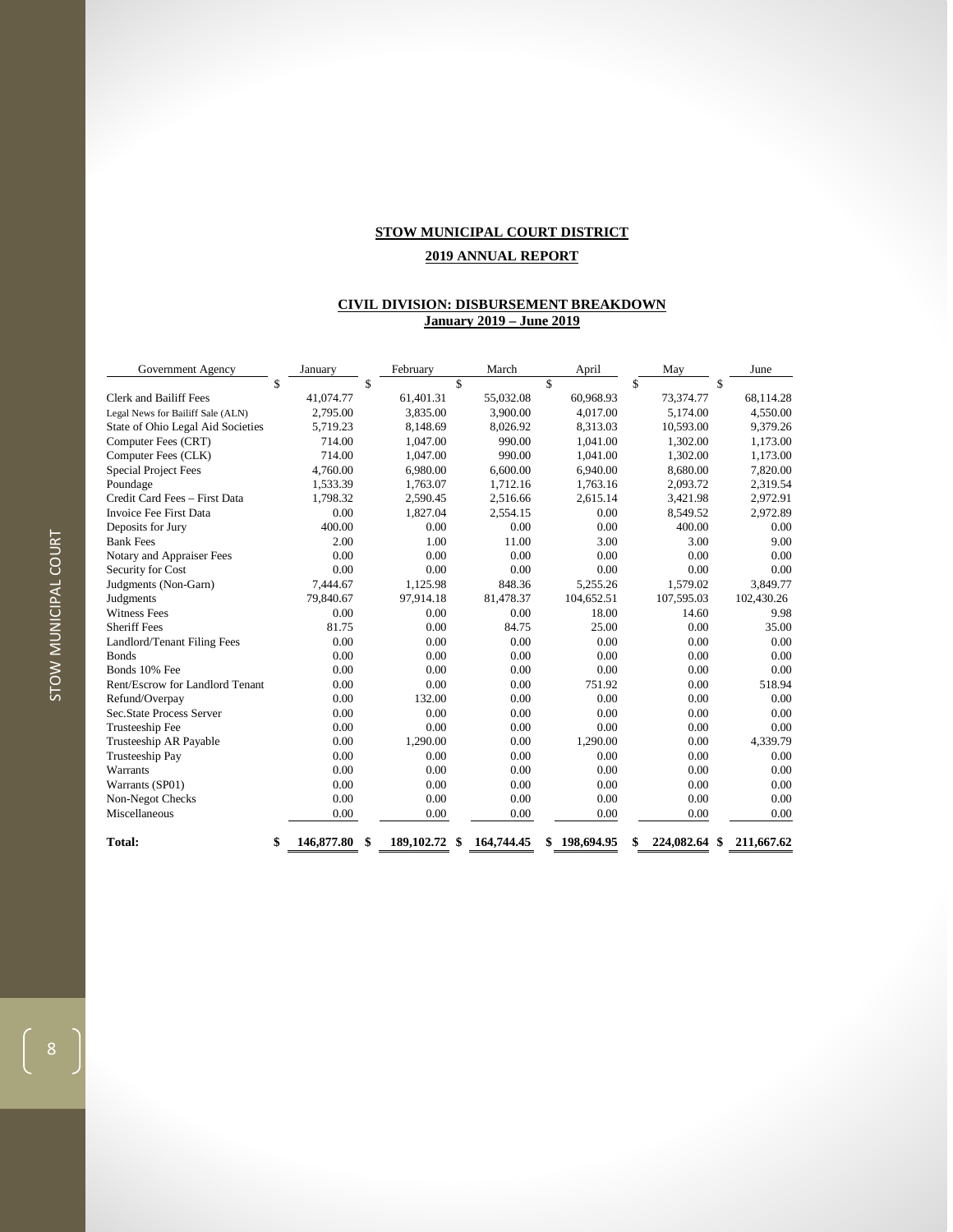**STOW MUNICIPAL COURT DISTRICT**

**2019 ANNUAL REPORT**

**CIVIL DIVISION: DISBURSEMENT BREAKDOWN**
**January 2019 – June 2019**

| Government Agency | January | February | March | April | May | June |
|---|---|---|---|---|---|---|
| | $ | $ | $ | $ | $ | $ |
| Clerk and Bailiff Fees | 41,074.77 | 61,401.31 | 55,032.08 | 60,968.93 | 73,374.77 | 68,114.28 |
| Legal News for Bailiff Sale (ALN) | 2,795.00 | 3,835.00 | 3,900.00 | 4,017.00 | 5,174.00 | 4,550.00 |
| State of Ohio Legal Aid Societies | 5,719.23 | 8,148.69 | 8,026.92 | 8,313.03 | 10,593.00 | 9,379.26 |
| Computer Fees (CRT) | 714.00 | 1,047.00 | 990.00 | 1,041.00 | 1,302.00 | 1,173.00 |
| Computer Fees (CLK) | 714.00 | 1,047.00 | 990.00 | 1,041.00 | 1,302.00 | 1,173.00 |
| Special Project Fees | 4,760.00 | 6,980.00 | 6,600.00 | 6,940.00 | 8,680.00 | 7,820.00 |
| Poundage | 1,533.39 | 1,763.07 | 1,712.16 | 1,763.16 | 2,093.72 | 2,319.54 |
| Credit Card Fees – First Data | 1,798.32 | 2,590.45 | 2,516.66 | 2,615.14 | 3,421.98 | 2,972.91 |
| Invoice Fee First Data | 0.00 | 1,827.04 | 2,554.15 | 0.00 | 8,549.52 | 2,972.89 |
| Deposits for Jury | 400.00 | 0.00 | 0.00 | 0.00 | 400.00 | 0.00 |
| Bank Fees | 2.00 | 1.00 | 11.00 | 3.00 | 3.00 | 9.00 |
| Notary and Appraiser Fees | 0.00 | 0.00 | 0.00 | 0.00 | 0.00 | 0.00 |
| Security for Cost | 0.00 | 0.00 | 0.00 | 0.00 | 0.00 | 0.00 |
| Judgments (Non-Garn) | 7,444.67 | 1,125.98 | 848.36 | 5,255.26 | 1,579.02 | 3,849.77 |
| Judgments | 79,840.67 | 97,914.18 | 81,478.37 | 104,652.51 | 107,595.03 | 102,430.26 |
| Witness Fees | 0.00 | 0.00 | 0.00 | 18.00 | 14.60 | 9.98 |
| Sheriff Fees | 81.75 | 0.00 | 84.75 | 25.00 | 0.00 | 35.00 |
| Landlord/Tenant Filing Fees | 0.00 | 0.00 | 0.00 | 0.00 | 0.00 | 0.00 |
| Bonds | 0.00 | 0.00 | 0.00 | 0.00 | 0.00 | 0.00 |
| Bonds 10% Fee | 0.00 | 0.00 | 0.00 | 0.00 | 0.00 | 0.00 |
| Rent/Escrow for Landlord Tenant | 0.00 | 0.00 | 0.00 | 751.92 | 0.00 | 518.94 |
| Refund/Overpay | 0.00 | 132.00 | 0.00 | 0.00 | 0.00 | 0.00 |
| Sec.State Process Server | 0.00 | 0.00 | 0.00 | 0.00 | 0.00 | 0.00 |
| Trusteeship Fee | 0.00 | 0.00 | 0.00 | 0.00 | 0.00 | 0.00 |
| Trusteeship AR Payable | 0.00 | 1,290.00 | 0.00 | 1,290.00 | 0.00 | 4,339.79 |
| Trusteeship Pay | 0.00 | 0.00 | 0.00 | 0.00 | 0.00 | 0.00 |
| Warrants | 0.00 | 0.00 | 0.00 | 0.00 | 0.00 | 0.00 |
| Warrants (SP01) | 0.00 | 0.00 | 0.00 | 0.00 | 0.00 | 0.00 |
| Non-Negot Checks | 0.00 | 0.00 | 0.00 | 0.00 | 0.00 | 0.00 |
| Miscellaneous | 0.00 | 0.00 | 0.00 | 0.00 | 0.00 | 0.00 |
| **Total:** | **$ 146,877.80** | **$ 189,102.72** | **$ 164,744.45** | **$ 198,694.95** | **$ 224,082.64** | **$ 211,667.62** |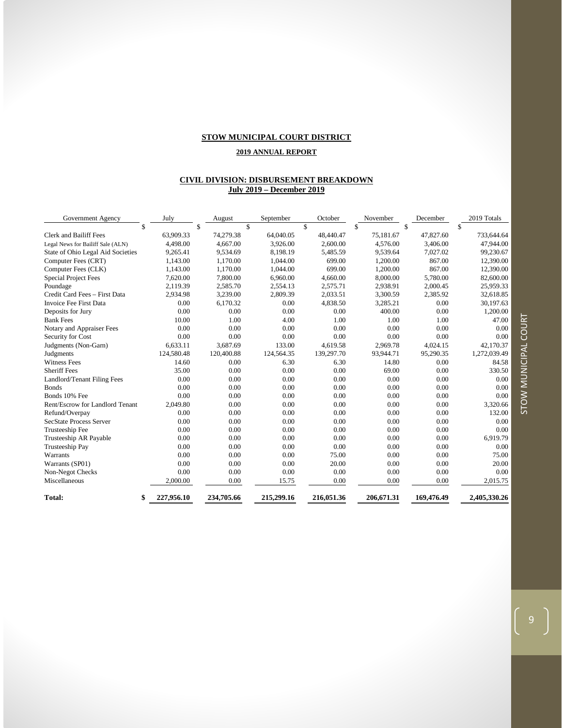**STOW MUNICIPAL COURT DISTRICT**

**2019 ANNUAL REPORT**

**CIVIL DIVISION: DISBURSEMENT BREAKDOWN**
**July 2019 – December 2019**

| Government Agency | July | August | September | October | November | December | 2019 Totals |
|---|---|---|---|---|---|---|---|
| | $ | $ | $ | $ | $ | $ | $ |
| Clerk and Bailiff Fees | 63,909.33 | 74,279.38 | 64,040.05 | 48,440.47 | 75,181.67 | 47,827.60 | 733,644.64 |
| Legal News for Bailiff Sale (ALN) | 4,498.00 | 4,667.00 | 3,926.00 | 2,600.00 | 4,576.00 | 3,406.00 | 47,944.00 |
| State of Ohio Legal Aid Societies | 9,265.41 | 9,534.69 | 8,198.19 | 5,485.59 | 9,539.64 | 7,027.02 | 99,230.67 |
| Computer Fees (CRT) | 1,143.00 | 1,170.00 | 1,044.00 | 699.00 | 1,200.00 | 867.00 | 12,390.00 |
| Computer Fees (CLK) | 1,143.00 | 1,170.00 | 1,044.00 | 699.00 | 1,200.00 | 867.00 | 12,390.00 |
| Special Project Fees | 7,620.00 | 7,800.00 | 6,960.00 | 4,660.00 | 8,000.00 | 5,780.00 | 82,600.00 |
| Poundage | 2,119.39 | 2,585.70 | 2,554.13 | 2,575.71 | 2,938.91 | 2,000.45 | 25,959.33 |
| Credit Card Fees – First Data | 2,934.98 | 3,239.00 | 2,809.39 | 2,033.51 | 3,300.59 | 2,385.92 | 32,618.85 |
| Invoice Fee First Data | 0.00 | 6,170.32 | 0.00 | 4,838.50 | 3,285.21 | 0.00 | 30,197.63 |
| Deposits for Jury | 0.00 | 0.00 | 0.00 | 0.00 | 400.00 | 0.00 | 1,200.00 |
| Bank Fees | 10.00 | 1.00 | 4.00 | 1.00 | 1.00 | 1.00 | 47.00 |
| Notary and Appraiser Fees | 0.00 | 0.00 | 0.00 | 0.00 | 0.00 | 0.00 | 0.00 |
| Security for Cost | 0.00 | 0.00 | 0.00 | 0.00 | 0.00 | 0.00 | 0.00 |
| Judgments (Non-Garn) | 6,633.11 | 3,687.69 | 133.00 | 4,619.58 | 2,969.78 | 4,024.15 | 42,170.37 |
| Judgments | 124,580.48 | 120,400.88 | 124,564.35 | 139,297.70 | 93,944.71 | 95,290.35 | 1,272,039.49 |
| Witness Fees | 14.60 | 0.00 | 6.30 | 6.30 | 14.80 | 0.00 | 84.58 |
| Sheriff Fees | 35.00 | 0.00 | 0.00 | 0.00 | 69.00 | 0.00 | 330.50 |
| Landlord/Tenant Filing Fees | 0.00 | 0.00 | 0.00 | 0.00 | 0.00 | 0.00 | 0.00 |
| Bonds | 0.00 | 0.00 | 0.00 | 0.00 | 0.00 | 0.00 | 0.00 |
| Bonds 10% Fee | 0.00 | 0.00 | 0.00 | 0.00 | 0.00 | 0.00 | 0.00 |
| Rent/Escrow for Landlord Tenant | 2,049.80 | 0.00 | 0.00 | 0.00 | 0.00 | 0.00 | 3,320.66 |
| Refund/Overpay | 0.00 | 0.00 | 0.00 | 0.00 | 0.00 | 0.00 | 132.00 |
| SecState Process Server | 0.00 | 0.00 | 0.00 | 0.00 | 0.00 | 0.00 | 0.00 |
| Trusteeship Fee | 0.00 | 0.00 | 0.00 | 0.00 | 0.00 | 0.00 | 0.00 |
| Trusteeship AR Payable | 0.00 | 0.00 | 0.00 | 0.00 | 0.00 | 0.00 | 6,919.79 |
| Trusteeship Pay | 0.00 | 0.00 | 0.00 | 0.00 | 0.00 | 0.00 | 0.00 |
| Warrants | 0.00 | 0.00 | 0.00 | 75.00 | 0.00 | 0.00 | 75.00 |
| Warrants (SP01) | 0.00 | 0.00 | 0.00 | 20.00 | 0.00 | 0.00 | 20.00 |
| Non-Negot Checks | 0.00 | 0.00 | 0.00 | 0.00 | 0.00 | 0.00 | 0.00 |
| Miscellaneous | 2,000.00 | 0.00 | 15.75 | 0.00 | 0.00 | 0.00 | 2,015.75 |
| **Total:** | **$ 227,956.10** | **234,705.66** | **215,299.16** | **216,051.36** | **206,671.31** | **169,476.49** | **2,405,330.26** |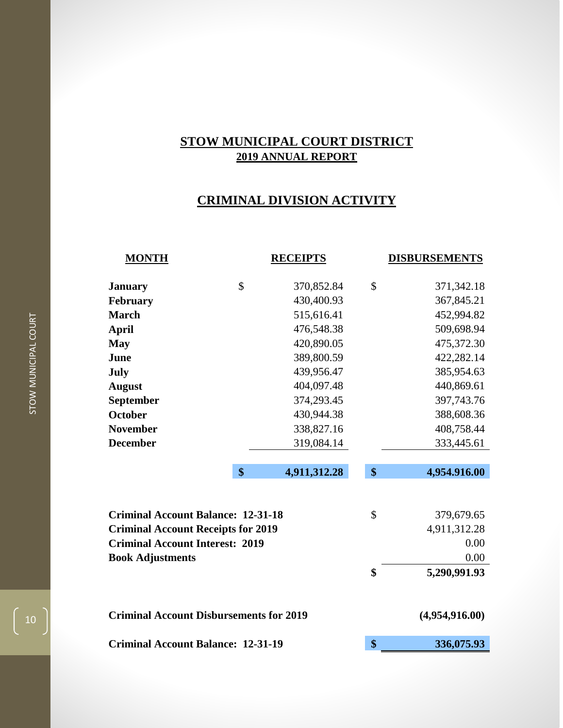# STOW MUNICIPAL COURT DISTRICT

## 2019 ANNUAL REPORT

## CRIMINAL DIVISION ACTIVITY

| MONTH | RECEIPTS | DISBURSEMENTS |
|---|---|---|
| **January** | $ 370,852.84 | $ 371,342.18 |
| **February** | 430,400.93 | 367,845.21 |
| **March** | 515,616.41 | 452,994.82 |
| **April** | 476,548.38 | 509,698.94 |
| **May** | 420,890.05 | 475,372.30 |
| **June** | 389,800.59 | 422,282.14 |
| **July** | 439,956.47 | 385,954.63 |
| **August** | 404,097.48 | 440,869.61 |
| **September** | 374,293.45 | 397,743.76 |
| **October** | 430,944.38 | 388,608.36 |
| **November** | 338,827.16 | 408,758.44 |
| **December** | 319,084.14 | 333,445.61 |
| | **$ 4,911,312.28** | **$ 4,954.916.00** |

| | |
|---|---|
| **Criminal Account Balance: 12-31-18** | $ 379,679.65 |
| **Criminal Account Receipts for 2019** | 4,911,312.28 |
| **Criminal Account Interest: 2019** | 0.00 |
| **Book Adjustments** | 0.00 |
| | **$ 5,290,991.93** |
| **Criminal Account Disbursements for 2019** | **(4,954,916.00)** |
| **Criminal Account Balance: 12-31-19** | **$ 336,075.93** |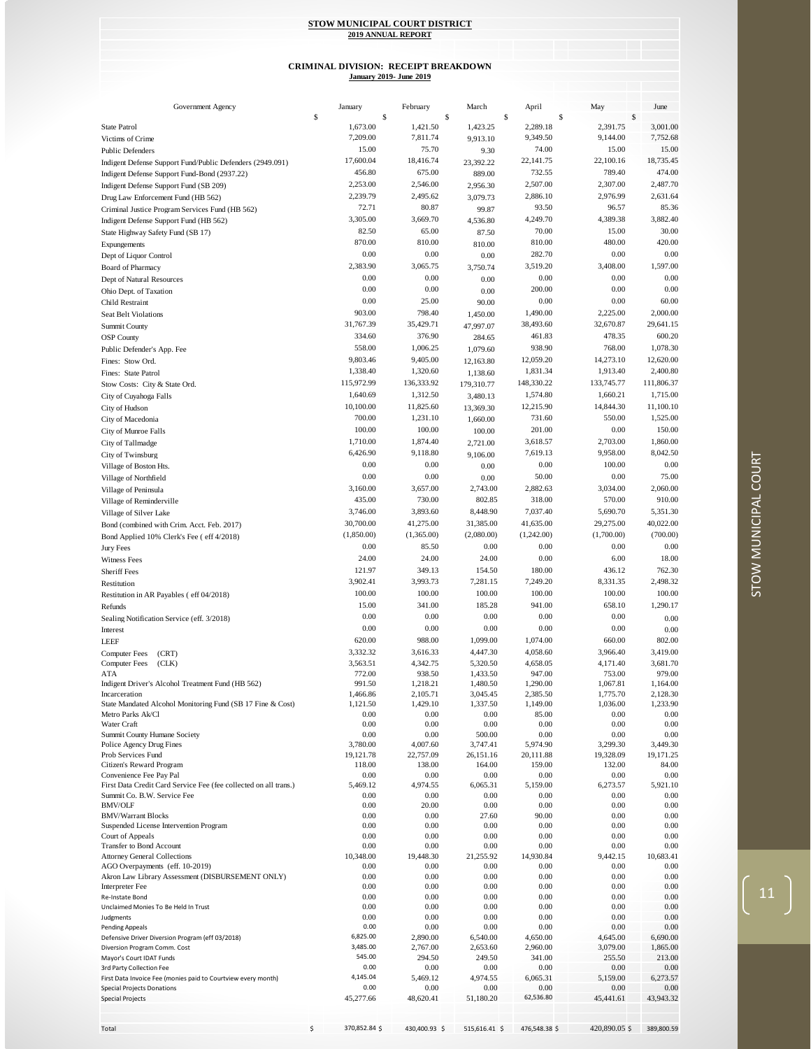**STOW MUNICIPAL COURT DISTRICT**
**2019 ANNUAL REPORT**

**CRIMINAL DIVISION: RECEIPT BREAKDOWN**
**January 2019- June 2019**

| Government Agency | January | February | March | April | May | June |
|---|---|---|---|---|---|---|
| | $ | $ | $ | $ | $ | $ |
| State Patrol | 1,673.00 | 1,421.50 | 1,423.25 | 2,289.18 | 2,391.75 | 3,001.00 |
| Victims of Crime | 7,209.00 | 7,811.74 | 9,913.10 | 9,349.50 | 9,144.00 | 7,752.68 |
| Public Defenders | 15.00 | 75.70 | 9.30 | 74.00 | 15.00 | 15.00 |
| Indigent Defense Support Fund/Public Defenders (2949.091) | 17,600.04 | 18,416.74 | 23,392.22 | 22,141.75 | 22,100.16 | 18,735.45 |
| Indigent Defense Support Fund-Bond (2937.22) | 456.80 | 675.00 | 889.00 | 732.55 | 789.40 | 474.00 |
| Indigent Defense Support Fund (SB 209) | 2,253.00 | 2,546.00 | 2,956.30 | 2,507.00 | 2,307.00 | 2,487.70 |
| Drug Law Enforcement Fund (HB 562) | 2,239.79 | 2,495.62 | 3,079.73 | 2,886.10 | 2,976.99 | 2,631.64 |
| Criminal Justice Program Services Fund (HB 562) | 72.71 | 80.87 | 99.87 | 93.50 | 96.57 | 85.36 |
| Indigent Defense Support Fund (HB 562) | 3,305.00 | 3,669.70 | 4,536.80 | 4,249.70 | 4,389.38 | 3,882.40 |
| State Highway Safety Fund (SB 17) | 82.50 | 65.00 | 87.50 | 70.00 | 15.00 | 30.00 |
| Expungements | 870.00 | 810.00 | 810.00 | 810.00 | 480.00 | 420.00 |
| Dept of Liquor Control | 0.00 | 0.00 | 0.00 | 282.70 | 0.00 | 0.00 |
| Board of Pharmacy | 2,383.90 | 3,065.75 | 3,750.74 | 3,519.20 | 3,408.00 | 1,597.00 |
| Dept of Natural Resources | 0.00 | 0.00 | 0.00 | 0.00 | 0.00 | 0.00 |
| Ohio Dept. of Taxation | 0.00 | 0.00 | 0.00 | 200.00 | 0.00 | 0.00 |
| Child Restraint | 0.00 | 25.00 | 90.00 | 0.00 | 0.00 | 60.00 |
| Seat Belt Violations | 903.00 | 798.40 | 1,450.00 | 1,490.00 | 2,225.00 | 2,000.00 |
| Summit County | 31,767.39 | 35,429.71 | 47,997.07 | 38,493.60 | 32,670.87 | 29,641.15 |
| OSP County | 334.60 | 376.90 | 284.65 | 461.83 | 478.35 | 600.20 |
| Public Defender's App. Fee | 558.00 | 1,006.25 | 1,079.60 | 938.90 | 768.00 | 1,078.30 |
| Fines: Stow Ord. | 9,803.46 | 9,405.00 | 12,163.80 | 12,059.20 | 14,273.10 | 12,620.00 |
| Fines: State Patrol | 1,338.40 | 1,320.60 | 1,138.60 | 1,831.34 | 1,913.40 | 2,400.80 |
| Stow Costs: City & State Ord. | 115,972.99 | 136,333.92 | 179,310.77 | 148,330.22 | 133,745.77 | 111,806.37 |
| City of Cuyahoga Falls | 1,640.69 | 1,312.50 | 3,480.13 | 1,574.80 | 1,660.21 | 1,715.00 |
| City of Hudson | 10,100.00 | 11,825.60 | 13,369.30 | 12,215.90 | 14,844.30 | 11,100.10 |
| City of Macedonia | 700.00 | 1,231.10 | 1,660.00 | 731.60 | 550.00 | 1,525.00 |
| City of Munroe Falls | 100.00 | 100.00 | 100.00 | 201.00 | 0.00 | 150.00 |
| City of Tallmadge | 1,710.00 | 1,874.40 | 2,721.00 | 3,618.57 | 2,703.00 | 1,860.00 |
| City of Twinsburg | 6,426.90 | 9,118.80 | 9,106.00 | 7,619.13 | 9,958.00 | 8,042.50 |
| Village of Boston Hts. | 0.00 | 0.00 | 0.00 | 0.00 | 100.00 | 0.00 |
| Village of Northfield | 0.00 | 0.00 | 0.00 | 50.00 | 0.00 | 75.00 |
| Village of Peninsula | 3,160.00 | 3,657.00 | 2,743.00 | 2,882.63 | 3,034.00 | 2,060.00 |
| Village of Reminderville | 435.00 | 730.00 | 802.85 | 318.00 | 570.00 | 910.00 |
| Village of Silver Lake | 3,746.00 | 3,893.60 | 8,448.90 | 7,037.40 | 5,690.70 | 5,351.30 |
| Bond (combined with Crim. Acct. Feb. 2017) | 30,700.00 | 41,275.00 | 31,385.00 | 41,635.00 | 29,275.00 | 40,022.00 |
| Bond Applied 10% Clerk's Fee ( eff 4/2018) | (1,850.00) | (1,365.00) | (2,080.00) | (1,242.00) | (1,700.00) | (700.00) |
| Jury Fees | 0.00 | 85.50 | 0.00 | 0.00 | 0.00 | 0.00 |
| Witness Fees | 24.00 | 24.00 | 24.00 | 0.00 | 6.00 | 18.00 |
| Sheriff Fees | 121.97 | 349.13 | 154.50 | 180.00 | 436.12 | 762.30 |
| Restitution | 3,902.41 | 3,993.73 | 7,281.15 | 7,249.20 | 8,331.35 | 2,498.32 |
| Restitution in AR Payables ( eff 04/2018) | 100.00 | 100.00 | 100.00 | 100.00 | 100.00 | 100.00 |
| Refunds | 15.00 | 341.00 | 185.28 | 941.00 | 658.10 | 1,290.17 |
| Sealing Notification Service (eff. 3/2018) | 0.00 | 0.00 | 0.00 | 0.00 | 0.00 | 0.00 |
| Interest | 0.00 | 0.00 | 0.00 | 0.00 | 0.00 | 0.00 |
| LEEF | 620.00 | 988.00 | 1,099.00 | 1,074.00 | 660.00 | 802.00 |
| Computer Fees (CRT) | 3,332.32 | 3,616.33 | 4,447.30 | 4,058.60 | 3,966.40 | 3,419.00 |
| Computer Fees (CLK) | 3,563.51 | 4,342.75 | 5,320.50 | 4,658.05 | 4,171.40 | 3,681.70 |
| ATA | 772.00 | 938.50 | 1,433.50 | 947.00 | 753.00 | 979.00 |
| Indigent Driver's Alcohol Treatment Fund (HB 562) | 991.50 | 1,218.21 | 1,480.50 | 1,290.00 | 1,067.81 | 1,164.00 |
| Incarceration | 1,466.86 | 2,105.71 | 3,045.45 | 2,385.50 | 1,775.70 | 2,128.30 |
| State Mandated Alcohol Monitoring Fund (SB 17 Fine & Cost) | 1,121.50 | 1,429.10 | 1,337.50 | 1,149.00 | 1,036.00 | 1,233.90 |
| Metro Parks Ak/Cl | 0.00 | 0.00 | 0.00 | 85.00 | 0.00 | 0.00 |
| Water Craft | 0.00 | 0.00 | 0.00 | 0.00 | 0.00 | 0.00 |
| Summit County Humane Society | 0.00 | 0.00 | 500.00 | 0.00 | 0.00 | 0.00 |
| Police Agency Drug Fines | 3,780.00 | 4,007.60 | 3,747.41 | 5,974.90 | 3,299.30 | 3,449.30 |
| Prob Services Fund | 19,121.78 | 22,757.09 | 26,151.16 | 20,111.88 | 19,328.09 | 19,171.25 |
| Citizen's Reward Program | 118.00 | 138.00 | 164.00 | 159.00 | 132.00 | 84.00 |
| Convenience Fee Pay Pal | 0.00 | 0.00 | 0.00 | 0.00 | 0.00 | 0.00 |
| First Data Credit Card Service Fee (fee collected on all trans.) | 5,469.12 | 4,974.55 | 6,065.31 | 5,159.00 | 6,273.57 | 5,921.10 |
| Summit Co. B.W. Service Fee | 0.00 | 0.00 | 0.00 | 0.00 | 0.00 | 0.00 |
| BMV/OLF | 0.00 | 20.00 | 0.00 | 0.00 | 0.00 | 0.00 |
| BMV/Warrant Blocks | 0.00 | 0.00 | 27.60 | 90.00 | 0.00 | 0.00 |
| Suspended License Intervention Program | 0.00 | 0.00 | 0.00 | 0.00 | 0.00 | 0.00 |
| Court of Appeals | 0.00 | 0.00 | 0.00 | 0.00 | 0.00 | 0.00 |
| Transfer to Bond Account | 0.00 | 0.00 | 0.00 | 0.00 | 0.00 | 0.00 |
| Attorney General Collections | 10,348.00 | 19,448.30 | 21,255.92 | 14,930.84 | 9,442.15 | 10,683.41 |
| AGO Overpayments (eff. 10-2019) | 0.00 | 0.00 | 0.00 | 0.00 | 0.00 | 0.00 |
| Akron Law Library Assessment (DISBURSEMENT ONLY) | 0.00 | 0.00 | 0.00 | 0.00 | 0.00 | 0.00 |
| Interpreter Fee | 0.00 | 0.00 | 0.00 | 0.00 | 0.00 | 0.00 |
| Re-Instate Bond | 0.00 | 0.00 | 0.00 | 0.00 | 0.00 | 0.00 |
| Unclaimed Monies To Be Held In Trust | 0.00 | 0.00 | 0.00 | 0.00 | 0.00 | 0.00 |
| Judgments | 0.00 | 0.00 | 0.00 | 0.00 | 0.00 | 0.00 |
| Pending Appeals | 0.00 | 0.00 | 0.00 | 0.00 | 0.00 | 0.00 |
| Defensive Driver Diversion Program (eff 03/2018) | 6,825.00 | 2,890.00 | 6,540.00 | 4,650.00 | 4,645.00 | 6,690.00 |
| Diversion Program Comm. Cost | 3,485.00 | 2,767.00 | 2,653.60 | 2,960.00 | 3,079.00 | 1,865.00 |
| Mayor's Court IDAT Funds | 545.00 | 294.50 | 249.50 | 341.00 | 255.50 | 213.00 |
| 3rd Party Collection Fee | 0.00 | 0.00 | 0.00 | 0.00 | 0.00 | 0.00 |
| First Data Invoice Fee (monies paid to Courtview every month) | 4,145.04 | 5,469.12 | 4,974.55 | 6,065.31 | 5,159.00 | 6,273.57 |
| Special Projects Donations | 0.00 | 0.00 | 0.00 | 0.00 | 0.00 | 0.00 |
| Special Projects | 45,277.66 | 48,620.41 | 51,180.20 | 62,536.80 | 45,441.61 | 43,943.32 |
| Total | $ 370,852.84 | $ 430,400.93 | $ 515,616.41 | $ 476,548.38 | $ 420,890.05 | $ 389,800.59 |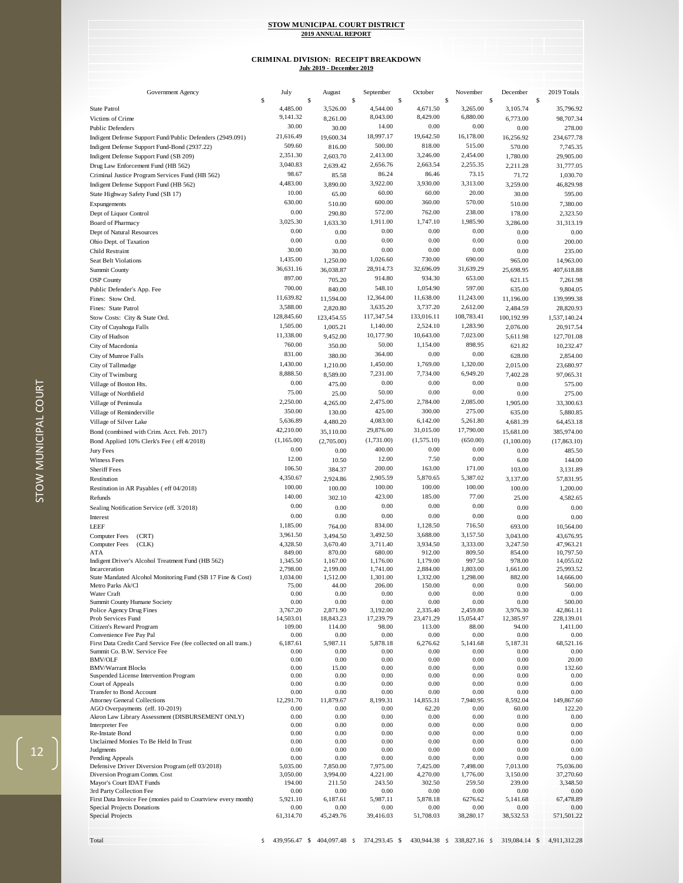**STOW MUNICIPAL COURT DISTRICT**

**2019 ANNUAL REPORT**

**CRIMINAL DIVISION: RECEIPT BREAKDOWN**

**July 2019 - December 2019**

| Government Agency | July | August | September | October | November | December | 2019 Totals |
|---|---|---|---|---|---|---|---|
| | $ | $ | $ | $ | $ | $ | $ |
| State Patrol | 4,485.00 | 3,526.00 | 4,544.00 | 4,671.50 | 3,265.00 | 3,105.74 | 35,796.92 |
| Victims of Crime | 9,141.32 | 8,261.00 | 8,043.00 | 8,429.00 | 6,880.00 | 6,773.00 | 98,707.34 |
| Public Defenders | 30.00 | 30.00 | 14.00 | 0.00 | 0.00 | 0.00 | 278.00 |
| Indigent Defense Support Fund/Public Defenders (2949.091) | 21,616.49 | 19,600.34 | 18,997.17 | 19,642.50 | 16,178.00 | 16,256.92 | 234,677.78 |
| Indigent Defense Support Fund-Bond (2937.22) | 509.60 | 816.00 | 500.00 | 818.00 | 515.00 | 570.00 | 7,745.35 |
| Indigent Defense Support Fund (SB 209) | 2,351.30 | 2,603.70 | 2,413.00 | 3,246.00 | 2,454.00 | 1,780.00 | 29,905.00 |
| Drug Law Enforcement Fund (HB 562) | 3,040.83 | 2,639.42 | 2,656.76 | 2,663.54 | 2,255.35 | 2,211.28 | 31,777.05 |
| Criminal Justice Program Services Fund (HB 562) | 98.67 | 85.58 | 86.24 | 86.46 | 73.15 | 71.72 | 1,030.70 |
| Indigent Defense Support Fund (HB 562) | 4,483.00 | 3,890.00 | 3,922.00 | 3,930.00 | 3,313.00 | 3,259.00 | 46,829.98 |
| State Highway Safety Fund (SB 17) | 10.00 | 65.00 | 60.00 | 60.00 | 20.00 | 30.00 | 595.00 |
| Expungements | 630.00 | 510.00 | 600.00 | 360.00 | 570.00 | 510.00 | 7,380.00 |
| Dept of Liquor Control | 0.00 | 290.80 | 572.00 | 762.00 | 238.00 | 178.00 | 2,323.50 |
| Board of Pharmacy | 3,025.30 | 1,633.30 | 1,911.00 | 1,747.10 | 1,985.90 | 3,286.00 | 31,313.19 |
| Dept of Natural Resources | 0.00 | 0.00 | 0.00 | 0.00 | 0.00 | 0.00 | 0.00 |
| Ohio Dept. of Taxation | 0.00 | 0.00 | 0.00 | 0.00 | 0.00 | 0.00 | 200.00 |
| Child Restraint | 30.00 | 30.00 | 0.00 | 0.00 | 0.00 | 0.00 | 235.00 |
| Seat Belt Violations | 1,435.00 | 1,250.00 | 1,026.60 | 730.00 | 690.00 | 965.00 | 14,963.00 |
| Summit County | 36,631.16 | 36,038.87 | 28,914.73 | 32,696.09 | 31,639.29 | 25,698.95 | 407,618.88 |
| OSP County | 897.00 | 705.20 | 914.80 | 934.30 | 653.00 | 621.15 | 7,261.98 |
| Public Defender's App. Fee | 700.00 | 840.00 | 548.10 | 1,054.90 | 597.00 | 635.00 | 9,804.05 |
| Fines: Stow Ord. | 11,639.82 | 11,594.00 | 12,364.00 | 11,638.00 | 11,243.00 | 11,196.00 | 139,999.38 |
| Fines: State Patrol | 3,588.00 | 2,820.80 | 3,635.20 | 3,737.20 | 2,612.00 | 2,484.59 | 28,820.93 |
| Stow Costs: City & State Ord. | 128,845.60 | 123,454.55 | 117,347.54 | 133,016.11 | 108,783.41 | 100,192.99 | 1,537,140.24 |
| City of Cuyahoga Falls | 1,505.00 | 1,005.21 | 1,140.00 | 2,524.10 | 1,283.90 | 2,076.00 | 20,917.54 |
| City of Hudson | 11,338.00 | 9,452.00 | 10,177.90 | 10,643.00 | 7,023.00 | 5,611.98 | 127,701.08 |
| City of Macedonia | 760.00 | 350.00 | 50.00 | 1,154.00 | 898.95 | 621.82 | 10,232.47 |
| City of Munroe Falls | 831.00 | 380.00 | 364.00 | 0.00 | 0.00 | 628.00 | 2,854.00 |
| City of Tallmadge | 1,430.00 | 1,210.00 | 1,450.00 | 1,769.00 | 1,320.00 | 2,015.00 | 23,680.97 |
| City of Twinsburg | 8,888.50 | 8,589.00 | 7,231.00 | 7,734.00 | 6,949.20 | 7,402.28 | 97,065.31 |
| Village of Boston Hts. | 0.00 | 475.00 | 0.00 | 0.00 | 0.00 | 0.00 | 575.00 |
| Village of Northfield | 75.00 | 25.00 | 50.00 | 0.00 | 0.00 | 0.00 | 275.00 |
| Village of Peninsula | 2,250.00 | 4,265.00 | 2,475.00 | 2,784.00 | 2,085.00 | 1,905.00 | 33,300.63 |
| Village of Reminderville | 350.00 | 130.00 | 425.00 | 300.00 | 275.00 | 635.00 | 5,880.85 |
| Village of Silver Lake | 5,636.89 | 4,480.20 | 4,083.00 | 6,142.00 | 5,261.80 | 4,681.39 | 64,453.18 |
| Bond (combined with Crim. Acct. Feb. 2017) | 42,210.00 | 35,110.00 | 29,876.00 | 31,015.00 | 17,790.00 | 15,681.00 | 385,974.00 |
| Bond Applied 10% Clerk's Fee ( eff 4/2018) | (1,165.00) | (2,705.00) | (1,731.00) | (1,575.10) | (650.00) | (1,100.00) | (17,863.10) |
| Jury Fees | 0.00 | 0.00 | 400.00 | 0.00 | 0.00 | 0.00 | 485.50 |
| Witness Fees | 12.00 | 10.50 | 12.00 | 7.50 | 0.00 | 6.00 | 144.00 |
| Sheriff Fees | 106.50 | 384.37 | 200.00 | 163.00 | 171.00 | 103.00 | 3,131.89 |
| Restitution | 4,350.67 | 2,924.86 | 2,905.59 | 5,870.65 | 5,387.02 | 3,137.00 | 57,831.95 |
| Restitution in AR Payables ( eff 04/2018) | 100.00 | 100.00 | 100.00 | 100.00 | 100.00 | 100.00 | 1,200.00 |
| Refunds | 140.00 | 302.10 | 423.00 | 185.00 | 77.00 | 25.00 | 4,582.65 |
| Sealing Notification Service (eff. 3/2018) | 0.00 | 0.00 | 0.00 | 0.00 | 0.00 | 0.00 | 0.00 |
| Interest | 0.00 | 0.00 | 0.00 | 0.00 | 0.00 | 0.00 | 0.00 |
| LEEF | 1,185.00 | 764.00 | 834.00 | 1,128.50 | 716.50 | 693.00 | 10,564.00 |
| Computer Fees (CRT) | 3,961.50 | 3,494.50 | 3,492.50 | 3,688.00 | 3,157.50 | 3,043.00 | 43,676.95 |
| Computer Fees (CLK) | 4,328.50 | 3,670.40 | 3,711.40 | 3,934.50 | 3,333.00 | 3,247.50 | 47,963.21 |
| ATA | 849.00 | 870.00 | 680.00 | 912.00 | 809.50 | 854.00 | 10,797.50 |
| Indigent Driver's Alcohol Treatment Fund (HB 562) | 1,345.50 | 1,167.00 | 1,176.00 | 1,179.00 | 997.50 | 978.00 | 14,055.02 |
| Incarceration | 2,798.00 | 2,199.00 | 1,741.00 | 2,884.00 | 1,803.00 | 1,661.00 | 25,993.52 |
| State Mandated Alcohol Monitoring Fund (SB 17 Fine & Cost) | 1,034.00 | 1,512.00 | 1,301.00 | 1,332.00 | 1,298.00 | 882.00 | 14,666.00 |
| Metro Parks Ak/Cl | 75.00 | 44.00 | 206.00 | 150.00 | 0.00 | 0.00 | 560.00 |
| Water Craft | 0.00 | 0.00 | 0.00 | 0.00 | 0.00 | 0.00 | 0.00 |
| Summit County Humane Society | 0.00 | 0.00 | 0.00 | 0.00 | 0.00 | 0.00 | 500.00 |
| Police Agency Drug Fines | 3,767.20 | 2,871.90 | 3,192.00 | 2,335.40 | 2,459.80 | 3,976.30 | 42,861.11 |
| Prob Services Fund | 14,503.01 | 18,843.23 | 17,239.79 | 23,471.29 | 15,054.47 | 12,385.97 | 228,139.01 |
| Citizen's Reward Program | 109.00 | 114.00 | 98.00 | 113.00 | 88.00 | 94.00 | 1,411.00 |
| Convenience Fee Pay Pal | 0.00 | 0.00 | 0.00 | 0.00 | 0.00 | 0.00 | 0.00 |
| First Data Credit Card Service Fee (fee collected on all trans.) | 6,187.61 | 5,987.11 | 5,878.18 | 6,276.62 | 5,141.68 | 5,187.31 | 68,521.16 |
| Summit Co. B.W. Service Fee | 0.00 | 0.00 | 0.00 | 0.00 | 0.00 | 0.00 | 0.00 |
| BMV/OLF | 0.00 | 0.00 | 0.00 | 0.00 | 0.00 | 0.00 | 20.00 |
| BMV/Warrant Blocks | 0.00 | 15.00 | 0.00 | 0.00 | 0.00 | 0.00 | 132.60 |
| Suspended License Intervention Program | 0.00 | 0.00 | 0.00 | 0.00 | 0.00 | 0.00 | 0.00 |
| Court of Appeals | 0.00 | 0.00 | 0.00 | 0.00 | 0.00 | 0.00 | 0.00 |
| Transfer to Bond Account | 0.00 | 0.00 | 0.00 | 0.00 | 0.00 | 0.00 | 0.00 |
| Attorney General Collections | 12,291.70 | 11,879.67 | 8,199.31 | 14,855.31 | 7,940.95 | 8,592.04 | 149,867.60 |
| AGO Overpayments (eff. 10-2019) | 0.00 | 0.00 | 0.00 | 62.20 | 0.00 | 60.00 | 122.20 |
| Akron Law Library Assessment (DISBURSEMENT ONLY) | 0.00 | 0.00 | 0.00 | 0.00 | 0.00 | 0.00 | 0.00 |
| Interpreter Fee | 0.00 | 0.00 | 0.00 | 0.00 | 0.00 | 0.00 | 0.00 |
| Re-Instate Bond | 0.00 | 0.00 | 0.00 | 0.00 | 0.00 | 0.00 | 0.00 |
| Unclaimed Monies To Be Held In Trust | 0.00 | 0.00 | 0.00 | 0.00 | 0.00 | 0.00 | 0.00 |
| Judgments | 0.00 | 0.00 | 0.00 | 0.00 | 0.00 | 0.00 | 0.00 |
| Pending Appeals | 0.00 | 0.00 | 0.00 | 0.00 | 0.00 | 0.00 | 0.00 |
| Defensive Driver Diversion Program (eff 03/2018) | 5,035.00 | 7,850.00 | 7,975.00 | 7,425.00 | 7,498.00 | 7,013.00 | 75,036.00 |
| Diversion Program Comm. Cost | 3,050.00 | 3,994.00 | 4,221.00 | 4,270.00 | 1,776.00 | 3,150.00 | 37,270.60 |
| Mayor's Court IDAT Funds | 194.00 | 211.50 | 243.50 | 302.50 | 259.50 | 239.00 | 3,348.50 |
| 3rd Party Collection Fee | 0.00 | 0.00 | 0.00 | 0.00 | 0.00 | 0.00 | 0.00 |
| First Data Invoice Fee (monies paid to Courtview every month) | 5,921.10 | 6,187.61 | 5,987.11 | 5,878.18 | 6276.62 | 5,141.68 | 67,478.89 |
| Special Projects Donations | 0.00 | 0.00 | 0.00 | 0.00 | 0.00 | 0.00 | 0.00 |
| Special Projects | 61,314.70 | 45,249.76 | 39,416.03 | 51,708.03 | 38,280.17 | 38,532.53 | 571,501.22 |
| Total | $ 439,956.47 | $ 404,097.48 | $ 374,293.45 | $ 430,944.38 | $ 338,827.16 | $ 319,084.14 | $ 4,911,312.28 |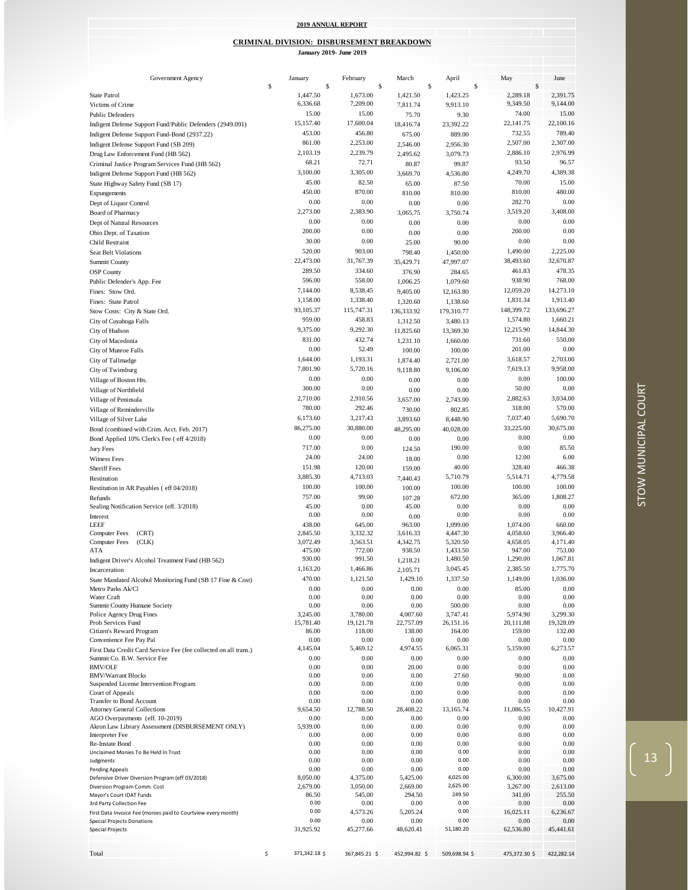**2019 ANNUAL REPORT**

**CRIMINAL DIVISION: DISBURSEMENT BREAKDOWN**

**January 2019- June 2019**

| Government Agency | January | February | March | April | May | June |
|---|---|---|---|---|---|---|
| | $ | $ | $ | $ | $ | $ |
| State Patrol | 1,447.50 | 1,673.00 | 1,421.50 | 1,423.25 | 2,289.18 | 2,391.75 |
| Victims of Crime | 6,336.68 | 7,209.00 | 7,811.74 | 9,913.10 | 9,349.50 | 9,144.00 |
| Public Defenders | 15.00 | 15.00 | 75.70 | 9.30 | 74.00 | 15.00 |
| Indigent Defense Support Fund/Public Defenders (2949.091) | 15,157.40 | 17,600.04 | 18,416.74 | 23,392.22 | 22,141.75 | 22,100.16 |
| Indigent Defense Support Fund-Bond (2937.22) | 453.00 | 456.80 | 675.00 | 889.00 | 732.55 | 789.40 |
| Indigent Defense Support Fund (SB 209) | 861.00 | 2,253.00 | 2,546.00 | 2,956.30 | 2,507.00 | 2,307.00 |
| Drug Law Enforcement Fund (HB 562) | 2,103.19 | 2,239.79 | 2,495.62 | 3,079.73 | 2,886.10 | 2,976.99 |
| Criminal Justice Program Services Fund (HB 562) | 68.21 | 72.71 | 80.87 | 99.87 | 93.50 | 96.57 |
| Indigent Defense Support Fund (HB 562) | 3,100.00 | 3,305.00 | 3,669.70 | 4,536.80 | 4,249.70 | 4,389.38 |
| State Highway Safety Fund (SB 17) | 45.00 | 82.50 | 65.00 | 87.50 | 70.00 | 15.00 |
| Expungements | 450.00 | 870.00 | 810.00 | 810.00 | 810.00 | 480.00 |
| Dept of Liquor Control | 0.00 | 0.00 | 0.00 | 0.00 | 282.70 | 0.00 |
| Board of Pharmacy | 2,273.00 | 2,383.90 | 3,065.75 | 3,750.74 | 3,519.20 | 3,408.00 |
| Dept of Natural Resources | 0.00 | 0.00 | 0.00 | 0.00 | 0.00 | 0.00 |
| Ohio Dept. of Taxation | 200.00 | 0.00 | 0.00 | 0.00 | 200.00 | 0.00 |
| Child Restraint | 30.00 | 0.00 | 25.00 | 90.00 | 0.00 | 0.00 |
| Seat Belt Violations | 520.00 | 903.00 | 798.40 | 1,450.00 | 1,490.00 | 2,225.00 |
| Summit County | 22,473.00 | 31,767.39 | 35,429.71 | 47,997.07 | 38,493.60 | 32,670.87 |
| OSP County | 289.50 | 334.60 | 376.90 | 284.65 | 461.83 | 478.35 |
| Public Defender's App. Fee | 596.00 | 558.00 | 1,006.25 | 1,079.60 | 938.90 | 768.00 |
| Fines: Stow Ord. | 7,144.00 | 8,538.45 | 9,405.00 | 12,163.80 | 12,059.20 | 14,273.10 |
| Fines: State Patrol | 1,158.00 | 1,338.40 | 1,138.60 | 1,138.60 | 1,831.34 | 1,913.40 |
| Stow Costs: City & State Ord. | 93,105.37 | 115,747.31 | 136,333.92 | 179,310.77 | 148,399.72 | 133,696.27 |
| City of Cuyahoga Falls | 959.00 | 458.83 | 1,312.50 | 3,480.13 | 1,574.80 | 1,660.21 |
| City of Hudson | 9,375.00 | 9,292.30 | 11,825.60 | 13,369.30 | 12,215.90 | 14,844.30 |
| City of Macedonia | 831.00 | 432.74 | 1,231.10 | 1,660.00 | 731.60 | 550.00 |
| City of Munroe Falls | 0.00 | 52.49 | 100.00 | 100.00 | 201.00 | 0.00 |
| City of Tallmadge | 1,644.00 | 1,193.31 | 1,874.40 | 2,721.00 | 3,618.57 | 2,703.00 |
| City of Twinsburg | 7,801.90 | 5,720.16 | 9,118.80 | 9,106.00 | 7,619.13 | 9,958.00 |
| Village of Boston Hts. | 0.00 | 0.00 | 0.00 | 0.00 | 0.00 | 100.00 |
| Village of Northfield | 300.00 | 0.00 | 0.00 | 0.00 | 50.00 | 0.00 |
| Village of Peninsula | 2,710.00 | 2,910.56 | 3,657.00 | 2,743.00 | 2,882.63 | 3,034.00 |
| Village of Reminderville | 780.00 | 292.46 | 730.00 | 802.85 | 318.00 | 570.00 |
| Village of Silver Lake | 6,173.60 | 3,217.43 | 3,893.60 | 8,448.90 | 7,037.40 | 5,690.70 |
| Bond (combined with Crim. Acct. Feb. 2017) | 86,275.00 | 30,880.00 | 48,295.00 | 40,028.00 | 33,225.00 | 30,675.00 |
| Bond Applied 10% Clerk's Fee ( eff 4/2018) | 0.00 | 0.00 | 0.00 | 0.00 | 0.00 | 0.00 |
| Jury Fees | 717.00 | 0.00 | 124.50 | 190.00 | 0.00 | 85.50 |
| Witness Fees | 24.00 | 24.00 | 18.00 | 0.00 | 12.00 | 6.00 |
| Sheriff Fees | 151.98 | 120.00 | 159.00 | 40.00 | 328.40 | 466.38 |
| Restitution | 3,885.30 | 4,713.03 | 7,440.43 | 5,710.79 | 5,514.71 | 4,779.58 |
| Restitution in AR Payables ( eff 04/2018) | 100.00 | 100.00 | 100.00 | 100.00 | 100.00 | 100.00 |
| Refunds | 757.00 | 99.00 | 107.28 | 672.00 | 365.00 | 1,808.27 |
| Sealing Notification Service (eff. 3/2018) | 45.00 | 0.00 | 45.00 | 0.00 | 0.00 | 0.00 |
| Interest | 0.00 | 0.00 | 0.00 | 0.00 | 0.00 | 0.00 |
| LEEF | 438.00 | 645.00 | 963.00 | 1,099.00 | 1,074.00 | 660.00 |
| Computer Fees (CRT) | 2,845.50 | 3,332.32 | 3,616.33 | 4,447.30 | 4,058.60 | 3,966.40 |
| Computer Fees (CLK) | 3,072.49 | 3,563.51 | 4,342.75 | 5,320.50 | 4,658.05 | 4,171.40 |
| ATA | 475.00 | 772.00 | 938.50 | 1,433.50 | 947.00 | 753.00 |
| Indigent Driver's Alcohol Treatment Fund (HB 562) | 930.00 | 991.50 | 1,218.21 | 1,480.50 | 1,290.00 | 1,067.81 |
| Incarceration | 1,163.20 | 1,466.86 | 2,105.71 | 3,045.45 | 2,385.50 | 1,775.70 |
| State Mandated Alcohol Monitoring Fund (SB 17 Fine & Cost) | 470.00 | 1,121.50 | 1,429.10 | 1,337.50 | 1,149.00 | 1,036.00 |
| Metro Parks Ak/Cl | 0.00 | 0.00 | 0.00 | 0.00 | 85.00 | 0.00 |
| Water Craft | 0.00 | 0.00 | 0.00 | 0.00 | 0.00 | 0.00 |
| Summit County Humane Society | 0.00 | 0.00 | 0.00 | 500.00 | 0.00 | 0.00 |
| Police Agency Drug Fines | 3,245.00 | 3,780.00 | 4,007.60 | 3,747.41 | 5,974.90 | 3,299.30 |
| Prob Services Fund | 15,781.40 | 19,121.78 | 22,757.09 | 26,151.16 | 20,111.88 | 19,328.09 |
| Citizen's Reward Program | 86.00 | 118.00 | 138.00 | 164.00 | 159.00 | 132.00 |
| Convenience Fee Pay Pal | 0.00 | 0.00 | 0.00 | 0.00 | 0.00 | 0.00 |
| First Data Credit Card Service Fee (fee collected on all trans.) | 4,145.04 | 5,469.12 | 4,974.55 | 6,065.31 | 5,159.00 | 6,273.57 |
| Summit Co. B.W. Service Fee | 0.00 | 0.00 | 0.00 | 0.00 | 0.00 | 0.00 |
| BMV/OLF | 0.00 | 0.00 | 20.00 | 0.00 | 0.00 | 0.00 |
| BMV/Warrant Blocks | 0.00 | 0.00 | 0.00 | 27.60 | 90.00 | 0.00 |
| Suspended License Intervention Program | 0.00 | 0.00 | 0.00 | 0.00 | 0.00 | 0.00 |
| Court of Appeals | 0.00 | 0.00 | 0.00 | 0.00 | 0.00 | 0.00 |
| Transfer to Bond Account | 0.00 | 0.00 | 0.00 | 0.00 | 0.00 | 0.00 |
| Attorney General Collections | 9,654.50 | 12,788.50 | 28,408.22 | 13,165.74 | 11,086.55 | 10,427.91 |
| AGO Overpayments (eff. 10-2019) | 0.00 | 0.00 | 0.00 | 0.00 | 0.00 | 0.00 |
| Akron Law Library Assessment (DISBURSEMENT ONLY) | 5,939.00 | 0.00 | 0.00 | 0.00 | 0.00 | 0.00 |
| Interpreter Fee | 0.00 | 0.00 | 0.00 | 0.00 | 0.00 | 0.00 |
| Re-Instate Bond | 0.00 | 0.00 | 0.00 | 0.00 | 0.00 | 0.00 |
| Unclaimed Monies To Be Held In Trust | 0.00 | 0.00 | 0.00 | 0.00 | 0.00 | 0.00 |
| Judgments | 0.00 | 0.00 | 0.00 | 0.00 | 0.00 | 0.00 |
| Pending Appeals | 0.00 | 0.00 | 0.00 | 0.00 | 0.00 | 0.00 |
| Defensive Driver Diversion Program (eff 03/2018) | 8,050.00 | 4,375.00 | 5,425.00 | 4,025.00 | 6,300.00 | 3,675.00 |
| Diversion Program Comm. Cost | 2,679.00 | 3,050.00 | 2,669.00 | 2,625.00 | 3,267.00 | 2,613.00 |
| Mayor's Court IDAT Funds | 86.50 | 545.00 | 294.50 | 249.50 | 341.00 | 255.50 |
| 3rd Party Collection Fee | 0.00 | 0.00 | 0.00 | 0.00 | 0.00 | 0.00 |
| First Data Invoice Fee (monies paid to Courtview every month) | 0.00 | 4,573.26 | 5,205.24 | 0.00 | 16,025.11 | 6,236.67 |
| Special Projects Donations | 0.00 | 0.00 | 0.00 | 0.00 | 0.00 | 0.00 |
| Special Projects | 31,925.92 | 45,277.66 | 48,620.41 | 51,180.20 | 62,536.80 | 45,441.61 |
| Total | $ 371,342.18 | $ 367,845.21 | $ 452,994.82 | $ 509,698.94 | $ 475,372.30 | $ 422,282.14 |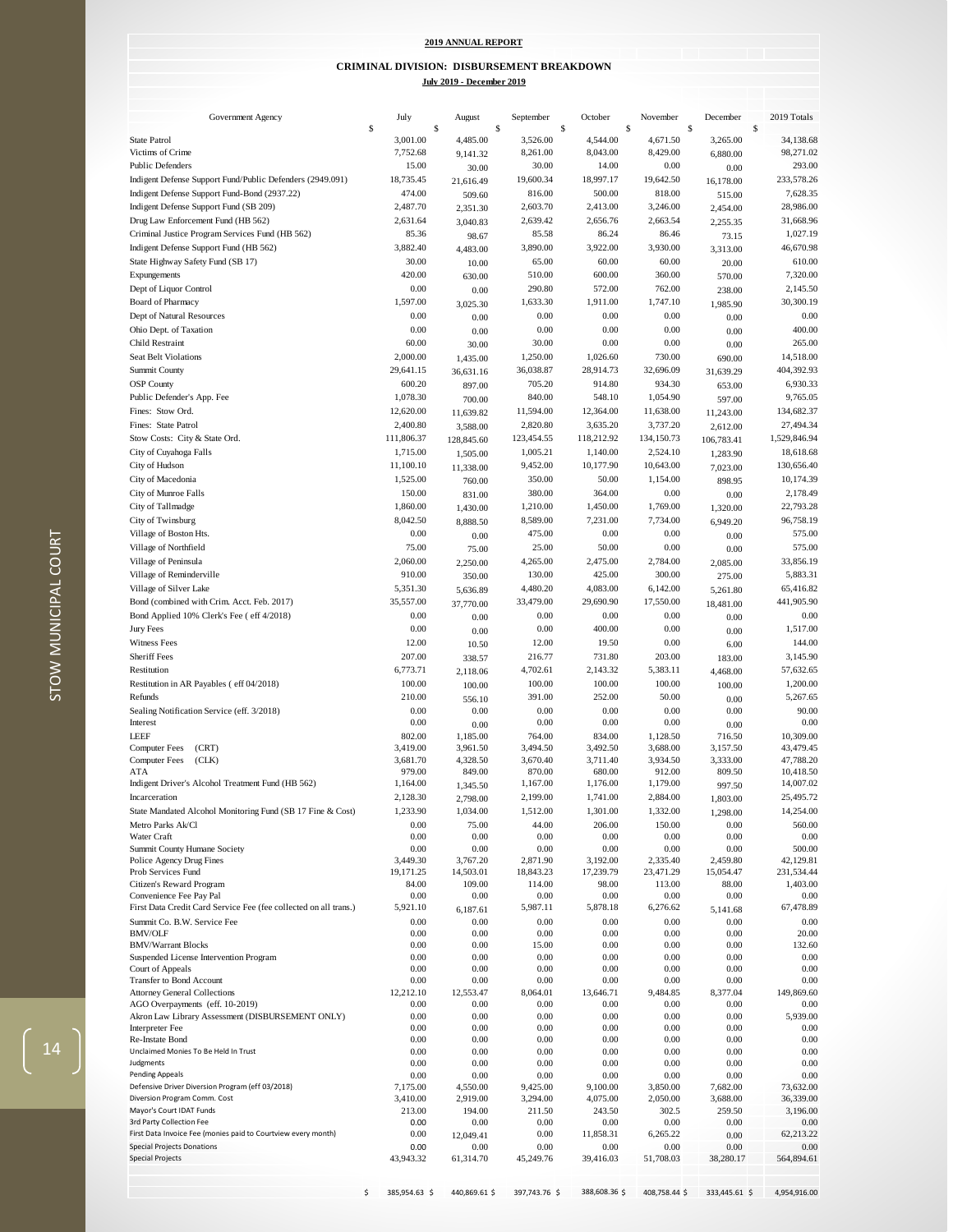**2019 ANNUAL REPORT**

**CRIMINAL DIVISION: DISBURSEMENT BREAKDOWN**

**July 2019 - December 2019**

| Government Agency | July | August | September | October | November | December | 2019 Totals |
|---|---|---|---|---|---|---|---|
| | $ | $ | $ | $ | $ | $ | $ |
| State Patrol | 3,001.00 | 4,485.00 | 3,526.00 | 4,544.00 | 4,671.50 | 3,265.00 | 34,138.68 |
| Victims of Crime | 7,752.68 | 9,141.32 | 8,261.00 | 8,043.00 | 8,429.00 | 6,880.00 | 98,271.02 |
| Public Defenders | 15.00 | 30.00 | 30.00 | 14.00 | 0.00 | 0.00 | 293.00 |
| Indigent Defense Support Fund/Public Defenders (2949.091) | 18,735.45 | 21,616.49 | 19,600.34 | 18,997.17 | 19,642.50 | 16,178.00 | 233,578.26 |
| Indigent Defense Support Fund-Bond (2937.22) | 474.00 | 509.60 | 816.00 | 500.00 | 818.00 | 515.00 | 7,628.35 |
| Indigent Defense Support Fund (SB 209) | 2,487.70 | 2,351.30 | 2,603.70 | 2,413.00 | 3,246.00 | 2,454.00 | 28,986.00 |
| Drug Law Enforcement Fund (HB 562) | 2,631.64 | 3,040.83 | 2,639.42 | 2,656.76 | 2,663.54 | 2,255.35 | 31,668.96 |
| Criminal Justice Program Services Fund (HB 562) | 85.36 | 98.67 | 85.58 | 86.24 | 86.46 | 73.15 | 1,027.19 |
| Indigent Defense Support Fund (HB 562) | 3,882.40 | 4,483.00 | 3,890.00 | 3,922.00 | 3,930.00 | 3,313.00 | 46,670.98 |
| State Highway Safety Fund (SB 17) | 30.00 | 10.00 | 65.00 | 60.00 | 60.00 | 20.00 | 610.00 |
| Expungements | 420.00 | 630.00 | 510.00 | 600.00 | 360.00 | 570.00 | 7,320.00 |
| Dept of Liquor Control | 0.00 | 0.00 | 290.80 | 572.00 | 762.00 | 238.00 | 2,145.50 |
| Board of Pharmacy | 1,597.00 | 3,025.30 | 1,633.30 | 1,911.00 | 1,747.10 | 1,985.90 | 30,300.19 |
| Dept of Natural Resources | 0.00 | 0.00 | 0.00 | 0.00 | 0.00 | 0.00 | 0.00 |
| Ohio Dept. of Taxation | 0.00 | 0.00 | 0.00 | 0.00 | 0.00 | 0.00 | 400.00 |
| Child Restraint | 60.00 | 30.00 | 30.00 | 0.00 | 0.00 | 0.00 | 265.00 |
| Seat Belt Violations | 2,000.00 | 1,435.00 | 1,250.00 | 1,026.60 | 730.00 | 690.00 | 14,518.00 |
| Summit County | 29,641.15 | 36,631.16 | 36,038.87 | 28,914.73 | 32,696.09 | 31,639.29 | 404,392.93 |
| OSP County | 600.20 | 897.00 | 705.20 | 914.80 | 934.30 | 653.00 | 6,930.33 |
| Public Defender's App. Fee | 1,078.30 | 700.00 | 840.00 | 548.10 | 1,054.90 | 597.00 | 9,765.05 |
| Fines: Stow Ord. | 12,620.00 | 11,639.82 | 11,594.00 | 12,364.00 | 11,638.00 | 11,243.00 | 134,682.37 |
| Fines: State Patrol | 2,400.80 | 3,588.00 | 2,820.80 | 3,635.20 | 3,737.20 | 2,612.00 | 27,494.34 |
| Stow Costs: City & State Ord. | 111,806.37 | 128,845.60 | 123,454.55 | 118,212.92 | 134,150.73 | 106,783.41 | 1,529,846.94 |
| City of Cuyahoga Falls | 1,715.00 | 1,505.00 | 1,005.21 | 1,140.00 | 2,524.10 | 1,283.90 | 18,618.68 |
| City of Hudson | 11,100.10 | 11,338.00 | 9,452.00 | 10,177.90 | 10,643.00 | 7,023.00 | 130,656.40 |
| City of Macedonia | 1,525.00 | 760.00 | 350.00 | 50.00 | 1,154.00 | 898.95 | 10,174.39 |
| City of Munroe Falls | 150.00 | 831.00 | 380.00 | 364.00 | 0.00 | 0.00 | 2,178.49 |
| City of Tallmadge | 1,860.00 | 1,430.00 | 1,210.00 | 1,450.00 | 1,769.00 | 1,320.00 | 22,793.28 |
| City of Twinsburg | 8,042.50 | 8,888.50 | 8,589.00 | 7,231.00 | 7,734.00 | 6,949.20 | 96,758.19 |
| Village of Boston Hts. | 0.00 | 0.00 | 475.00 | 0.00 | 0.00 | 0.00 | 575.00 |
| Village of Northfield | 75.00 | 75.00 | 25.00 | 50.00 | 0.00 | 0.00 | 575.00 |
| Village of Peninsula | 2,060.00 | 2,250.00 | 4,265.00 | 2,475.00 | 2,784.00 | 2,085.00 | 33,856.19 |
| Village of Reminderville | 910.00 | 350.00 | 130.00 | 425.00 | 300.00 | 275.00 | 5,883.31 |
| Village of Silver Lake | 5,351.30 | 5,636.89 | 4,480.20 | 4,083.00 | 6,142.00 | 5,261.80 | 65,416.82 |
| Bond (combined with Crim. Acct. Feb. 2017) | 35,557.00 | 37,770.00 | 33,479.00 | 29,690.90 | 17,550.00 | 18,481.00 | 441,905.90 |
| Bond Applied 10% Clerk's Fee ( eff 4/2018) | 0.00 | 0.00 | 0.00 | 0.00 | 0.00 | 0.00 | 0.00 |
| Jury Fees | 0.00 | 0.00 | 0.00 | 400.00 | 0.00 | 0.00 | 1,517.00 |
| Witness Fees | 12.00 | 10.50 | 12.00 | 19.50 | 0.00 | 6.00 | 144.00 |
| Sheriff Fees | 207.00 | 338.57 | 216.77 | 731.80 | 203.00 | 183.00 | 3,145.90 |
| Restitution | 6,773.71 | 2,118.06 | 4,702.61 | 2,143.32 | 5,383.11 | 4,468.00 | 57,632.65 |
| Restitution in AR Payables ( eff 04/2018) | 100.00 | 100.00 | 100.00 | 100.00 | 100.00 | 100.00 | 1,200.00 |
| Refunds | 210.00 | 556.10 | 391.00 | 252.00 | 50.00 | 0.00 | 5,267.65 |
| Sealing Notification Service (eff. 3/2018) | 0.00 | 0.00 | 0.00 | 0.00 | 0.00 | 0.00 | 90.00 |
| Interest | 0.00 | 0.00 | 0.00 | 0.00 | 0.00 | 0.00 | 0.00 |
| LEEF | 802.00 | 1,185.00 | 764.00 | 834.00 | 1,128.50 | 716.50 | 10,309.00 |
| Computer Fees (CRT) | 3,419.00 | 3,961.50 | 3,494.50 | 3,492.50 | 3,688.00 | 3,157.50 | 43,479.45 |
| Computer Fees (CLK) | 3,681.70 | 4,328.50 | 3,670.40 | 3,711.40 | 3,934.50 | 3,333.00 | 47,788.20 |
| ATA | 979.00 | 849.00 | 870.00 | 680.00 | 912.00 | 809.50 | 10,418.50 |
| Indigent Driver's Alcohol Treatment Fund (HB 562) | 1,164.00 | 1,345.50 | 1,167.00 | 1,176.00 | 1,179.00 | 997.50 | 14,007.02 |
| Incarceration | 2,128.30 | 2,798.00 | 2,199.00 | 1,741.00 | 2,884.00 | 1,803.00 | 25,495.72 |
| State Mandated Alcohol Monitoring Fund (SB 17 Fine & Cost) | 1,233.90 | 1,034.00 | 1,512.00 | 1,301.00 | 1,332.00 | 1,298.00 | 14,254.00 |
| Metro Parks Ak/Cl | 0.00 | 75.00 | 44.00 | 206.00 | 150.00 | 0.00 | 560.00 |
| Water Craft | 0.00 | 0.00 | 0.00 | 0.00 | 0.00 | 0.00 | 0.00 |
| Summit County Humane Society | 0.00 | 0.00 | 0.00 | 0.00 | 0.00 | 0.00 | 500.00 |
| Police Agency Drug Fines | 3,449.30 | 3,767.20 | 2,871.90 | 3,192.00 | 2,335.40 | 2,459.80 | 42,129.81 |
| Prob Services Fund | 19,171.25 | 14,503.01 | 18,843.23 | 17,239.79 | 23,471.29 | 15,054.47 | 231,534.44 |
| Citizen's Reward Program | 84.00 | 109.00 | 114.00 | 98.00 | 113.00 | 88.00 | 1,403.00 |
| Convenience Fee Pay Pal | 0.00 | 0.00 | 0.00 | 0.00 | 0.00 | 0.00 | 0.00 |
| First Data Credit Card Service Fee (fee collected on all trans.) | 5,921.10 | 6,187.61 | 5,987.11 | 5,878.18 | 6,276.62 | 5,141.68 | 67,478.89 |
| Summit Co. B.W. Service Fee | 0.00 | 0.00 | 0.00 | 0.00 | 0.00 | 0.00 | 0.00 |
| BMV/OLF | 0.00 | 0.00 | 0.00 | 0.00 | 0.00 | 0.00 | 20.00 |
| BMV/Warrant Blocks | 0.00 | 0.00 | 15.00 | 0.00 | 0.00 | 0.00 | 132.60 |
| Suspended License Intervention Program | 0.00 | 0.00 | 0.00 | 0.00 | 0.00 | 0.00 | 0.00 |
| Court of Appeals | 0.00 | 0.00 | 0.00 | 0.00 | 0.00 | 0.00 | 0.00 |
| Transfer to Bond Account | 0.00 | 0.00 | 0.00 | 0.00 | 0.00 | 0.00 | 0.00 |
| Attorney General Collections | 12,212.10 | 12,553.47 | 8,064.01 | 13,646.71 | 9,484.85 | 8,377.04 | 149,869.60 |
| AGO Overpayments (eff. 10-2019) | 0.00 | 0.00 | 0.00 | 0.00 | 0.00 | 0.00 | 0.00 |
| Akron Law Library Assessment (DISBURSEMENT ONLY) | 0.00 | 0.00 | 0.00 | 0.00 | 0.00 | 0.00 | 5,939.00 |
| Interpreter Fee | 0.00 | 0.00 | 0.00 | 0.00 | 0.00 | 0.00 | 0.00 |
| Re-Instate Bond | 0.00 | 0.00 | 0.00 | 0.00 | 0.00 | 0.00 | 0.00 |
| Unclaimed Monies To Be Held In Trust | 0.00 | 0.00 | 0.00 | 0.00 | 0.00 | 0.00 | 0.00 |
| Judgments | 0.00 | 0.00 | 0.00 | 0.00 | 0.00 | 0.00 | 0.00 |
| Pending Appeals | 0.00 | 0.00 | 0.00 | 0.00 | 0.00 | 0.00 | 0.00 |
| Defensive Driver Diversion Program (eff 03/2018) | 7,175.00 | 4,550.00 | 9,425.00 | 9,100.00 | 3,850.00 | 7,682.00 | 73,632.00 |
| Diversion Program Comm. Cost | 3,410.00 | 2,919.00 | 3,294.00 | 4,075.00 | 2,050.00 | 3,688.00 | 36,339.00 |
| Mayor's Court IDAT Funds | 213.00 | 194.00 | 211.50 | 243.50 | 302.5 | 259.50 | 3,196.00 |
| 3rd Party Collection Fee | 0.00 | 0.00 | 0.00 | 0.00 | 0.00 | 0.00 | 0.00 |
| First Data Invoice Fee (monies paid to Courtview every month) | 0.00 | 12,049.41 | 0.00 | 11,858.31 | 6,265.22 | 0.00 | 62,213.22 |
| Special Projects Donations | 0.00 | 0.00 | 0.00 | 0.00 | 0.00 | 0.00 | 0.00 |
| Special Projects | 43,943.32 | 61,314.70 | 45,249.76 | 39,416.03 | 51,708.03 | 38,280.17 | 564,894.61 |
| | $ 385,954.63 | $ 440,869.61 | $ 397,743.76 | $ 388,608.36 | $ 408,758.44 | $ 333,445.61 | $ 4,954,916.00 |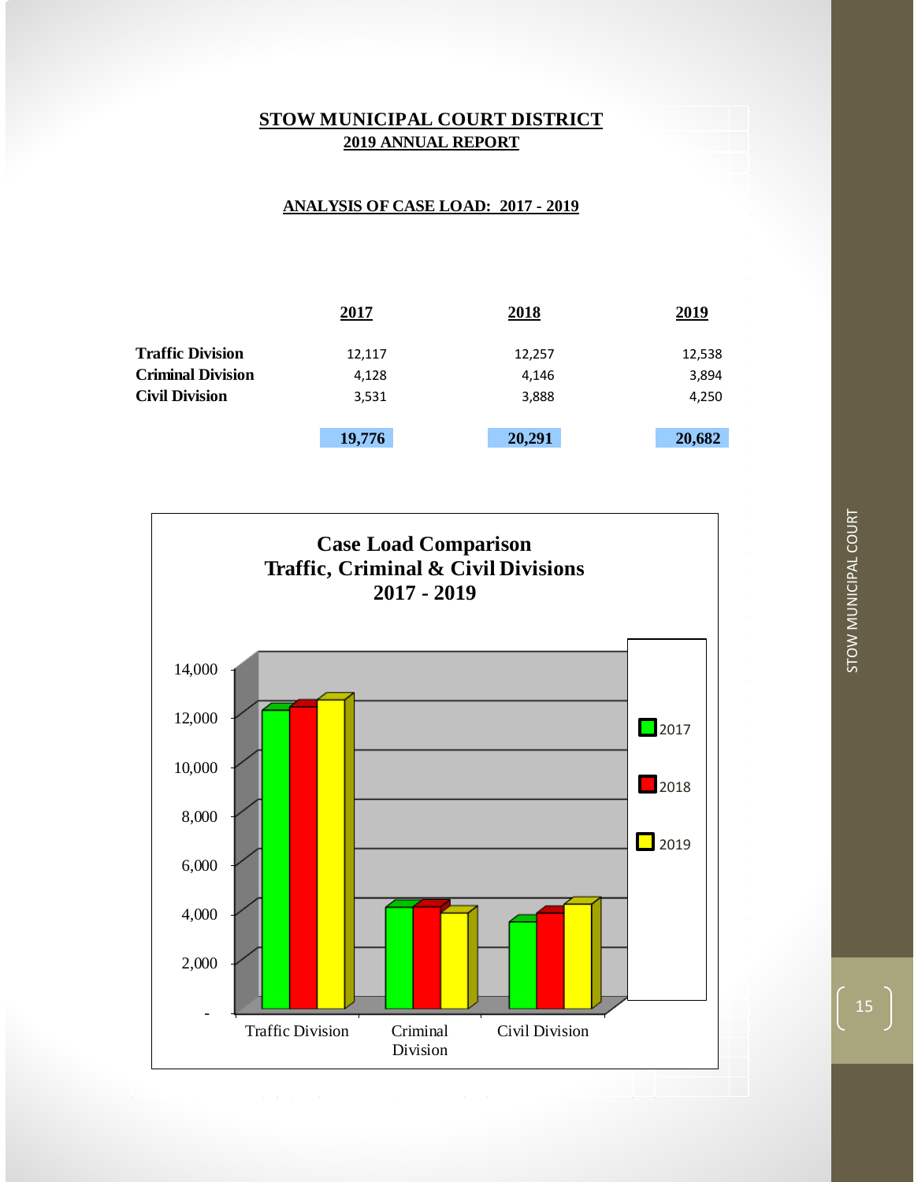# STOW MUNICIPAL COURT DISTRICT

## 2019 ANNUAL REPORT

### ANALYSIS OF CASE LOAD: 2017 - 2019

| | 2017 | 2018 | 2019 |
|---|---|---|---|
| **Traffic Division** | 12,117 | 12,257 | 12,538 |
| **Criminal Division** | 4,128 | 4,146 | 3,894 |
| **Civil Division** | 3,531 | 3,888 | 4,250 |
| | **19,776** | **20,291** | **20,682** |

**Case Load Comparison**
**Traffic, Criminal & Civil Divisions**
**2017 - 2019**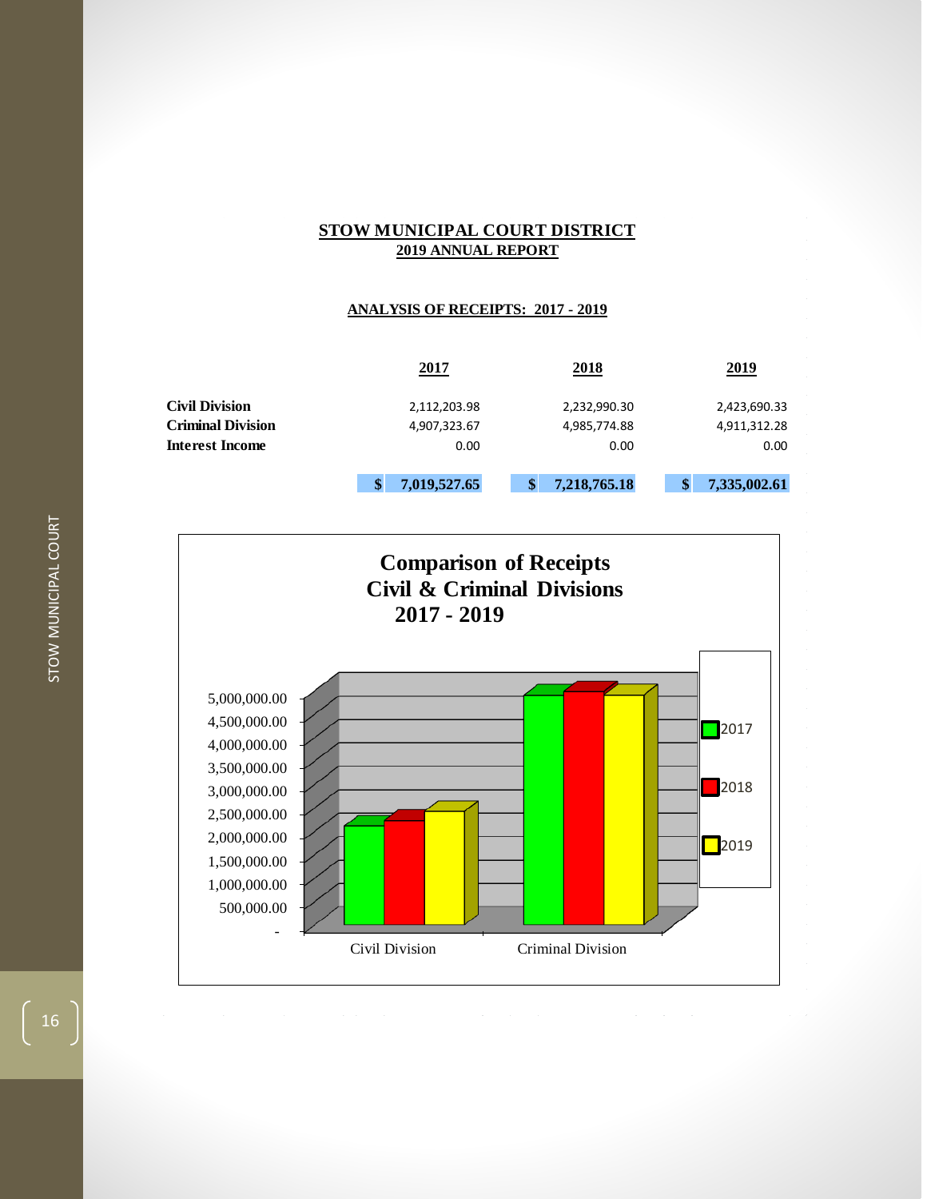## STOW MUNICIPAL COURT DISTRICT

### 2019 ANNUAL REPORT

### ANALYSIS OF RECEIPTS: 2017 - 2019

| | 2017 | 2018 | 2019 |
|---|---|---|---|
| **Civil Division** | 2,112,203.98 | 2,232,990.30 | 2,423,690.33 |
| **Criminal Division** | 4,907,323.67 | 4,985,774.88 | 4,911,312.28 |
| **Interest Income** | 0.00 | 0.00 | 0.00 |
| | **$ 7,019,527.65** | **$ 7,218,765.18** | **$ 7,335,002.61** |

**Comparison of Receipts**
**Civil & Criminal Divisions**
**2017 - 2019**

| | 2017 | 2018 | 2019 |
|---|---|---|---|
| Civil Division | 2,112,203.98 | 2,232,990.30 | 2,423,690.33 |
| Criminal Division | 4,907,323.67 | 4,985,774.88 | 4,911,312.28 |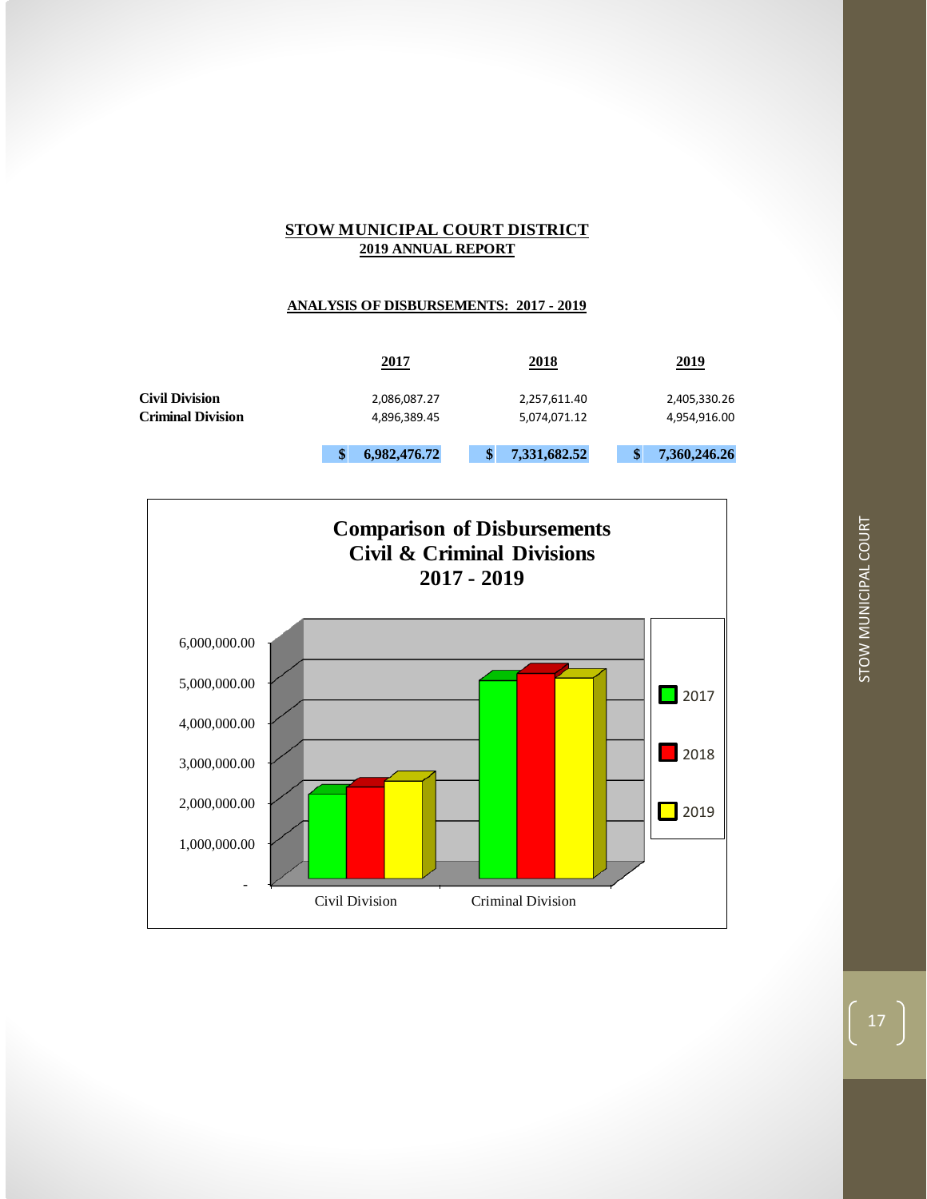## STOW MUNICIPAL COURT DISTRICT
### 2019 ANNUAL REPORT

### ANALYSIS OF DISBURSEMENTS: 2017 - 2019

| | 2017 | 2018 | 2019 |
|---|---|---|---|
| **Civil Division** | 2,086,087.27 | 2,257,611.40 | 2,405,330.26 |
| **Criminal Division** | 4,896,389.45 | 5,074,071.12 | 4,954,916.00 |
| | **$ 6,982,476.72** | **$ 7,331,682.52** | **$ 7,360,246.26** |

**Comparison of Disbursements**
**Civil & Criminal Divisions**
**2017 - 2019**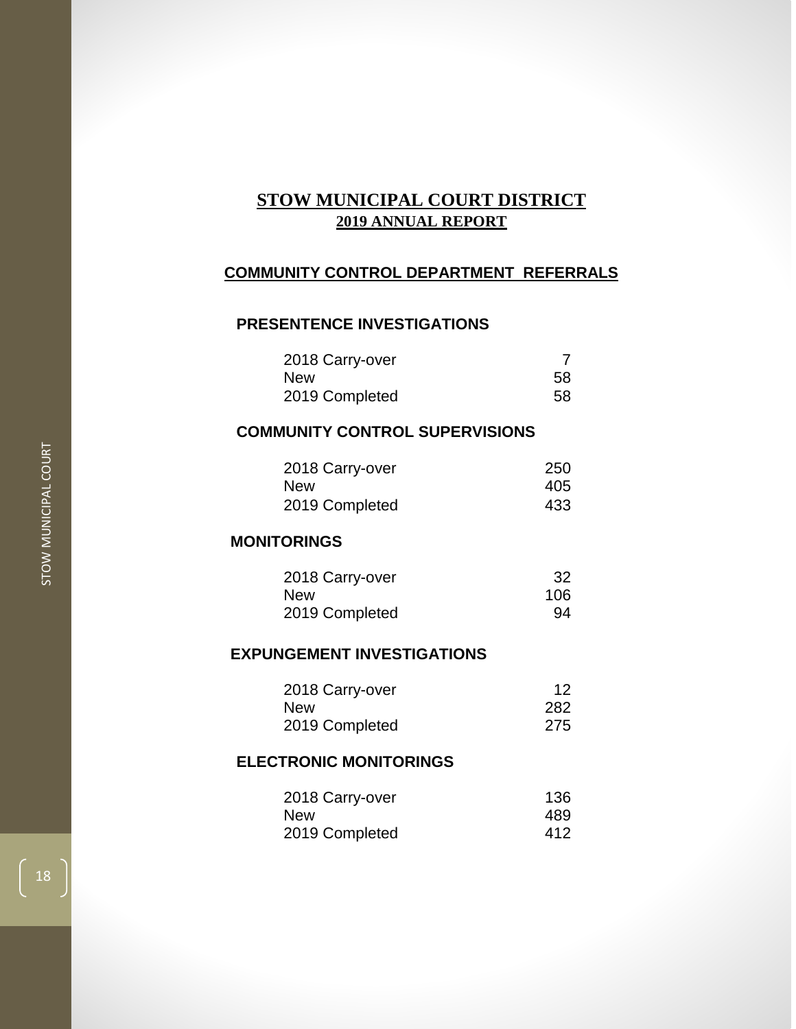# STOW MUNICIPAL COURT DISTRICT

## 2019 ANNUAL REPORT

### COMMUNITY CONTROL DEPARTMENT REFERRALS

**PRESENTENCE INVESTIGATIONS**

| | |
|---|---|
| 2018 Carry-over | 7 |
| New | 58 |
| 2019 Completed | 58 |

**COMMUNITY CONTROL SUPERVISIONS**

| | |
|---|---|
| 2018 Carry-over | 250 |
| New | 405 |
| 2019 Completed | 433 |

**MONITORINGS**

| | |
|---|---|
| 2018 Carry-over | 32 |
| New | 106 |
| 2019 Completed | 94 |

**EXPUNGEMENT INVESTIGATIONS**

| | |
|---|---|
| 2018 Carry-over | 12 |
| New | 282 |
| 2019 Completed | 275 |

**ELECTRONIC MONITORINGS**

| | |
|---|---|
| 2018 Carry-over | 136 |
| New | 489 |
| 2019 Completed | 412 |